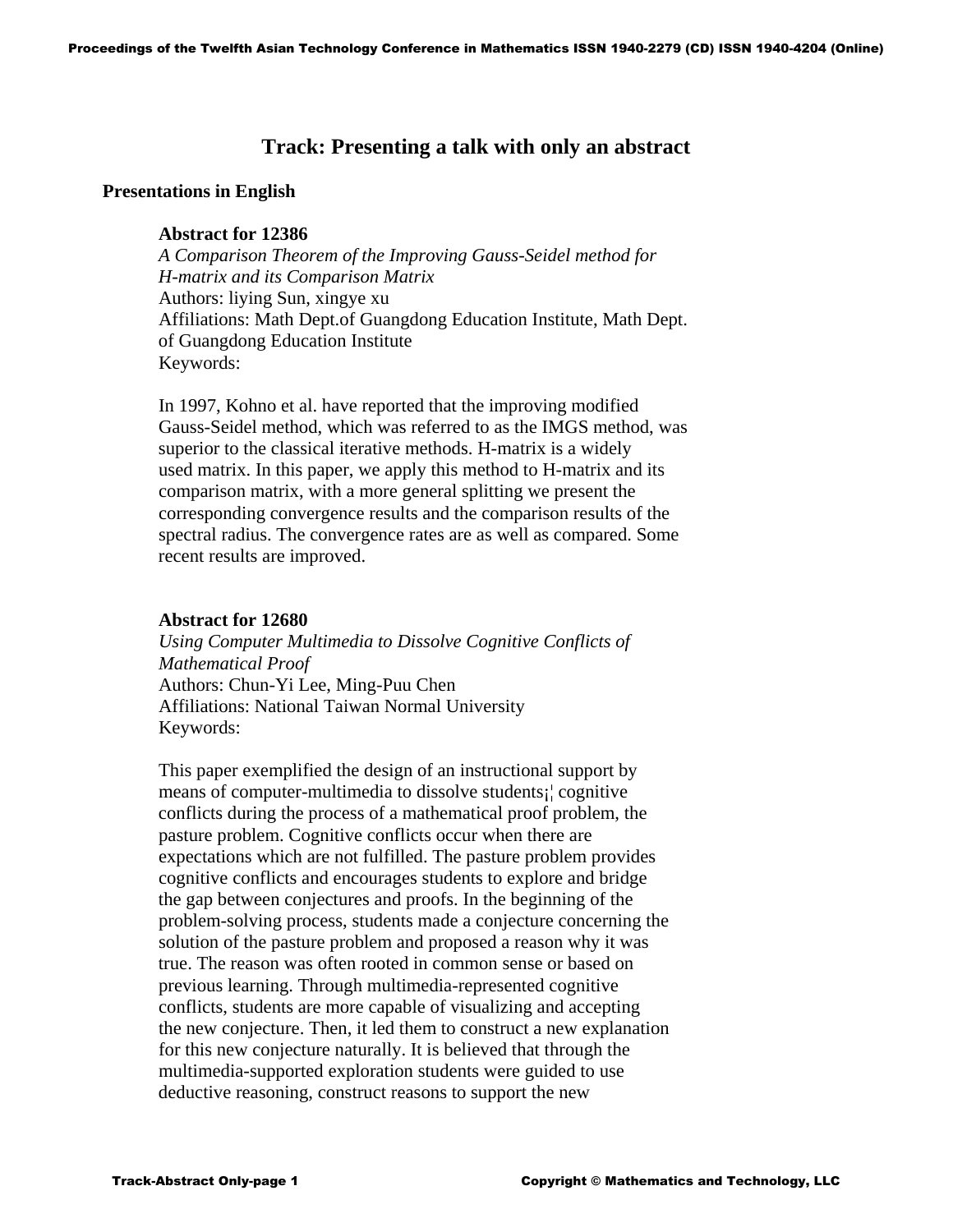# Track: Presenting a talk with only an abstract

## Presentations in English

### Abstract for 12386

*A Comparison Theorem of the Improving Gauss-Seidel method for H-matrix and its Comparison Matrix*
Authors: liying Sun, xingye xu
Affiliations: Math Dept.of Guangdong Education Institute, Math Dept. of Guangdong Education Institute
Keywords:

In 1997, Kohno et al. have reported that the improving modified Gauss-Seidel method, which was referred to as the IMGS method, was superior to the classical iterative methods. H-matrix is a widely used matrix. In this paper, we apply this method to H-matrix and its comparison matrix, with a more general splitting we present the corresponding convergence results and the comparison results of the spectral radius. The convergence rates are as well as compared. Some recent results are improved.

### Abstract for 12680

*Using Computer Multimedia to Dissolve Cognitive Conflicts of Mathematical Proof*
Authors: Chun-Yi Lee, Ming-Puu Chen
Affiliations: National Taiwan Normal University
Keywords:

This paper exemplified the design of an instructional support by means of computer-multimedia to dissolve students¡¦ cognitive conflicts during the process of a mathematical proof problem, the pasture problem. Cognitive conflicts occur when there are expectations which are not fulfilled. The pasture problem provides cognitive conflicts and encourages students to explore and bridge the gap between conjectures and proofs. In the beginning of the problem-solving process, students made a conjecture concerning the solution of the pasture problem and proposed a reason why it was true. The reason was often rooted in common sense or based on previous learning. Through multimedia-represented cognitive conflicts, students are more capable of visualizing and accepting the new conjecture. Then, it led them to construct a new explanation for this new conjecture naturally. It is believed that through the multimedia-supported exploration students were guided to use deductive reasoning, construct reasons to support the new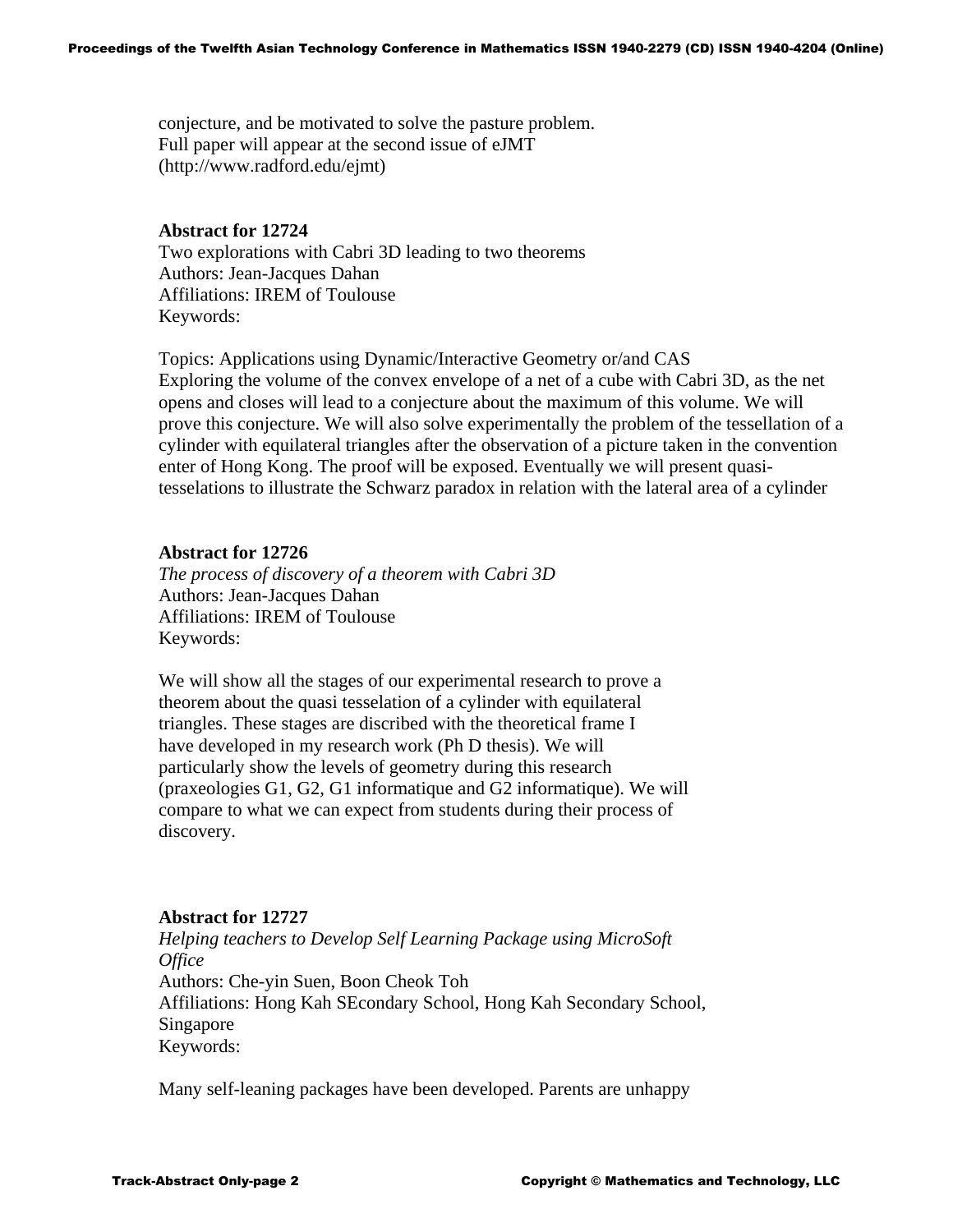conjecture, and be motivated to solve the pasture problem.
Full paper will appear at the second issue of eJMT
(http://www.radford.edu/ejmt)

**Abstract for 12724**
Two explorations with Cabri 3D leading to two theorems
Authors: Jean-Jacques Dahan
Affiliations: IREM of Toulouse
Keywords:

Topics: Applications using Dynamic/Interactive Geometry or/and CAS
Exploring the volume of the convex envelope of a net of a cube with Cabri 3D, as the net opens and closes will lead to a conjecture about the maximum of this volume. We will prove this conjecture. We will also solve experimentally the problem of the tessellation of a cylinder with equilateral triangles after the observation of a picture taken in the convention enter of Hong Kong. The proof will be exposed. Eventually we will present quasi-tesselations to illustrate the Schwarz paradox in relation with the lateral area of a cylinder

**Abstract for 12726**
*The process of discovery of a theorem with Cabri 3D*
Authors: Jean-Jacques Dahan
Affiliations: IREM of Toulouse
Keywords:

We will show all the stages of our experimental research to prove a theorem about the quasi tesselation of a cylinder with equilateral triangles. These stages are discribed with the theoretical frame I have developed in my research work (Ph D thesis). We will particularly show the levels of geometry during this research (praxeologies G1, G2, G1 informatique and G2 informatique). We will compare to what we can expect from students during their process of discovery.

**Abstract for 12727**
*Helping teachers to Develop Self Learning Package using MicroSoft Office*
Authors: Che-yin Suen, Boon Cheok Toh
Affiliations: Hong Kah SEcondary School, Hong Kah Secondary School, Singapore
Keywords:

Many self-leaning packages have been developed. Parents are unhappy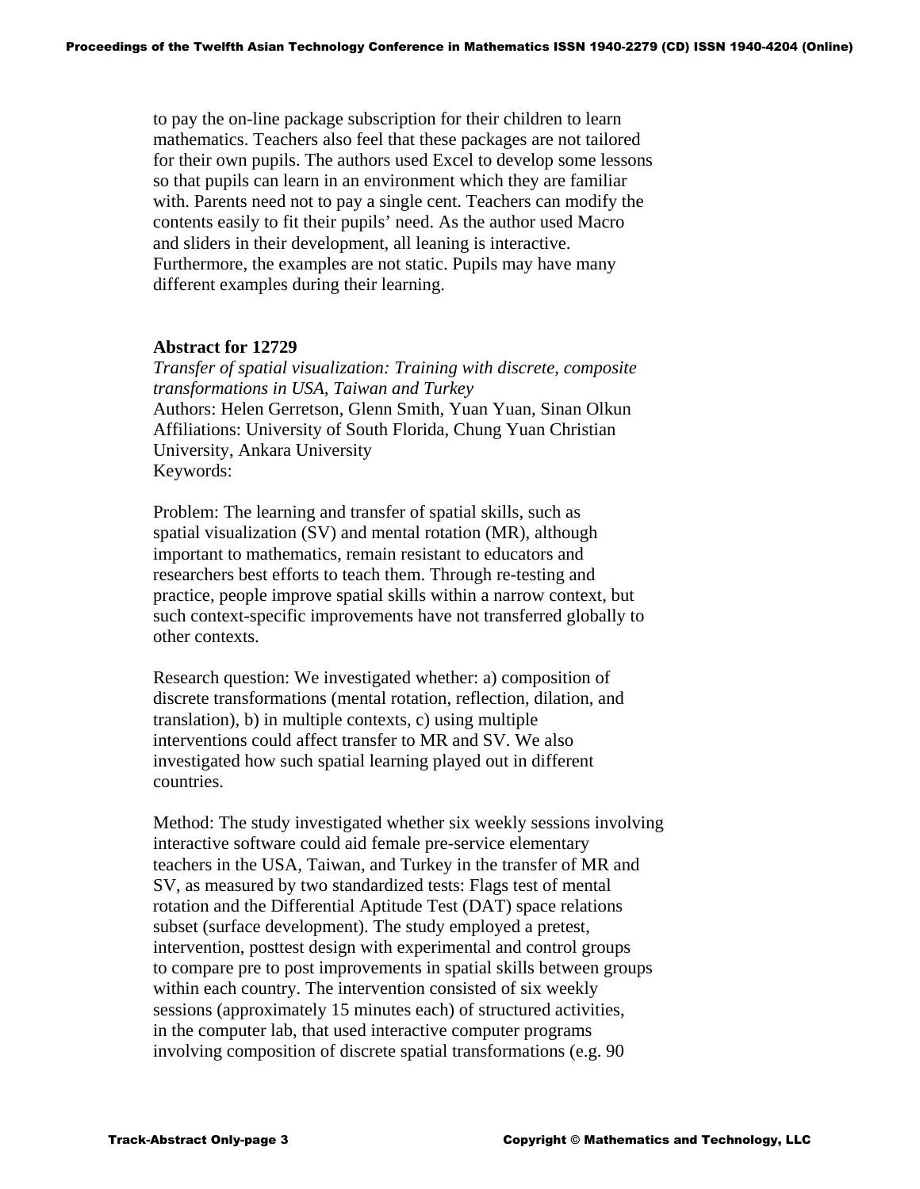to pay the on-line package subscription for their children to learn mathematics. Teachers also feel that these packages are not tailored for their own pupils. The authors used Excel to develop some lessons so that pupils can learn in an environment which they are familiar with. Parents need not to pay a single cent. Teachers can modify the contents easily to fit their pupils' need. As the author used Macro and sliders in their development, all leaning is interactive. Furthermore, the examples are not static. Pupils may have many different examples during their learning.

**Abstract for 12729**

*Transfer of spatial visualization: Training with discrete, composite transformations in USA, Taiwan and Turkey*
Authors: Helen Gerretson, Glenn Smith, Yuan Yuan, Sinan Olkun
Affiliations: University of South Florida, Chung Yuan Christian University, Ankara University
Keywords:

Problem: The learning and transfer of spatial skills, such as spatial visualization (SV) and mental rotation (MR), although important to mathematics, remain resistant to educators and researchers best efforts to teach them. Through re-testing and practice, people improve spatial skills within a narrow context, but such context-specific improvements have not transferred globally to other contexts.

Research question: We investigated whether: a) composition of discrete transformations (mental rotation, reflection, dilation, and translation), b) in multiple contexts, c) using multiple interventions could affect transfer to MR and SV. We also investigated how such spatial learning played out in different countries.

Method: The study investigated whether six weekly sessions involving interactive software could aid female pre-service elementary teachers in the USA, Taiwan, and Turkey in the transfer of MR and SV, as measured by two standardized tests: Flags test of mental rotation and the Differential Aptitude Test (DAT) space relations subset (surface development). The study employed a pretest, intervention, posttest design with experimental and control groups to compare pre to post improvements in spatial skills between groups within each country. The intervention consisted of six weekly sessions (approximately 15 minutes each) of structured activities, in the computer lab, that used interactive computer programs involving composition of discrete spatial transformations (e.g. 90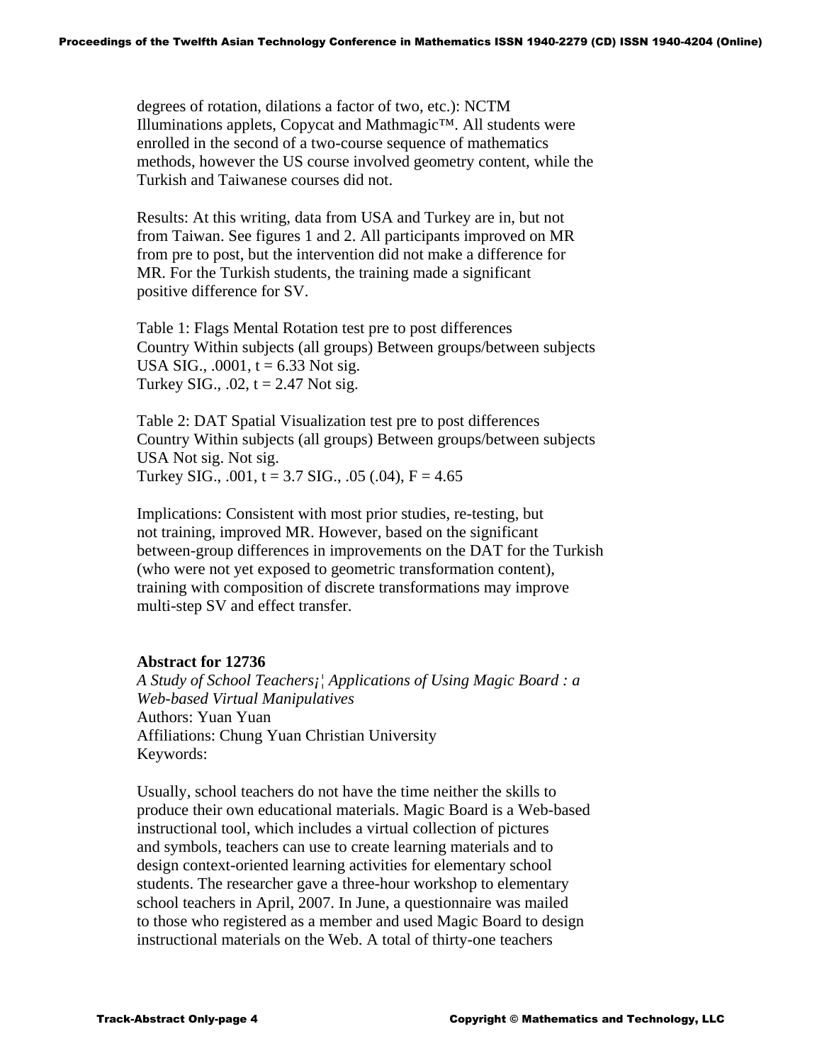degrees of rotation, dilations a factor of two, etc.): NCTM Illuminations applets, Copycat and Mathmagic™. All students were enrolled in the second of a two-course sequence of mathematics methods, however the US course involved geometry content, while the Turkish and Taiwanese courses did not.

Results: At this writing, data from USA and Turkey are in, but not from Taiwan. See figures 1 and 2. All participants improved on MR from pre to post, but the intervention did not make a difference for MR. For the Turkish students, the training made a significant positive difference for SV.

Table 1: Flags Mental Rotation test pre to post differences

| Country | Within subjects (all groups) | Between groups/between subjects |
|---|---|---|
| USA | SIG., .0001, t = 6.33 | Not sig. |
| Turkey | SIG., .02, t = 2.47 | Not sig. |

Table 2: DAT Spatial Visualization test pre to post differences

| Country | Within subjects (all groups) | Between groups/between subjects |
|---|---|---|
| USA | Not sig. | Not sig. |
| Turkey | SIG., .001, t = 3.7 | SIG., .05 (.04), F = 4.65 |

Implications: Consistent with most prior studies, re-testing, but not training, improved MR. However, based on the significant between-group differences in improvements on the DAT for the Turkish (who were not yet exposed to geometric transformation content), training with composition of discrete transformations may improve multi-step SV and effect transfer.

**Abstract for 12736**

*A Study of School Teachers¡¦ Applications of Using Magic Board : a Web-based Virtual Manipulatives*

Authors: Yuan Yuan

Affiliations: Chung Yuan Christian University

Keywords:

Usually, school teachers do not have the time neither the skills to produce their own educational materials. Magic Board is a Web-based instructional tool, which includes a virtual collection of pictures and symbols, teachers can use to create learning materials and to design context-oriented learning activities for elementary school students. The researcher gave a three-hour workshop to elementary school teachers in April, 2007. In June, a questionnaire was mailed to those who registered as a member and used Magic Board to design instructional materials on the Web. A total of thirty-one teachers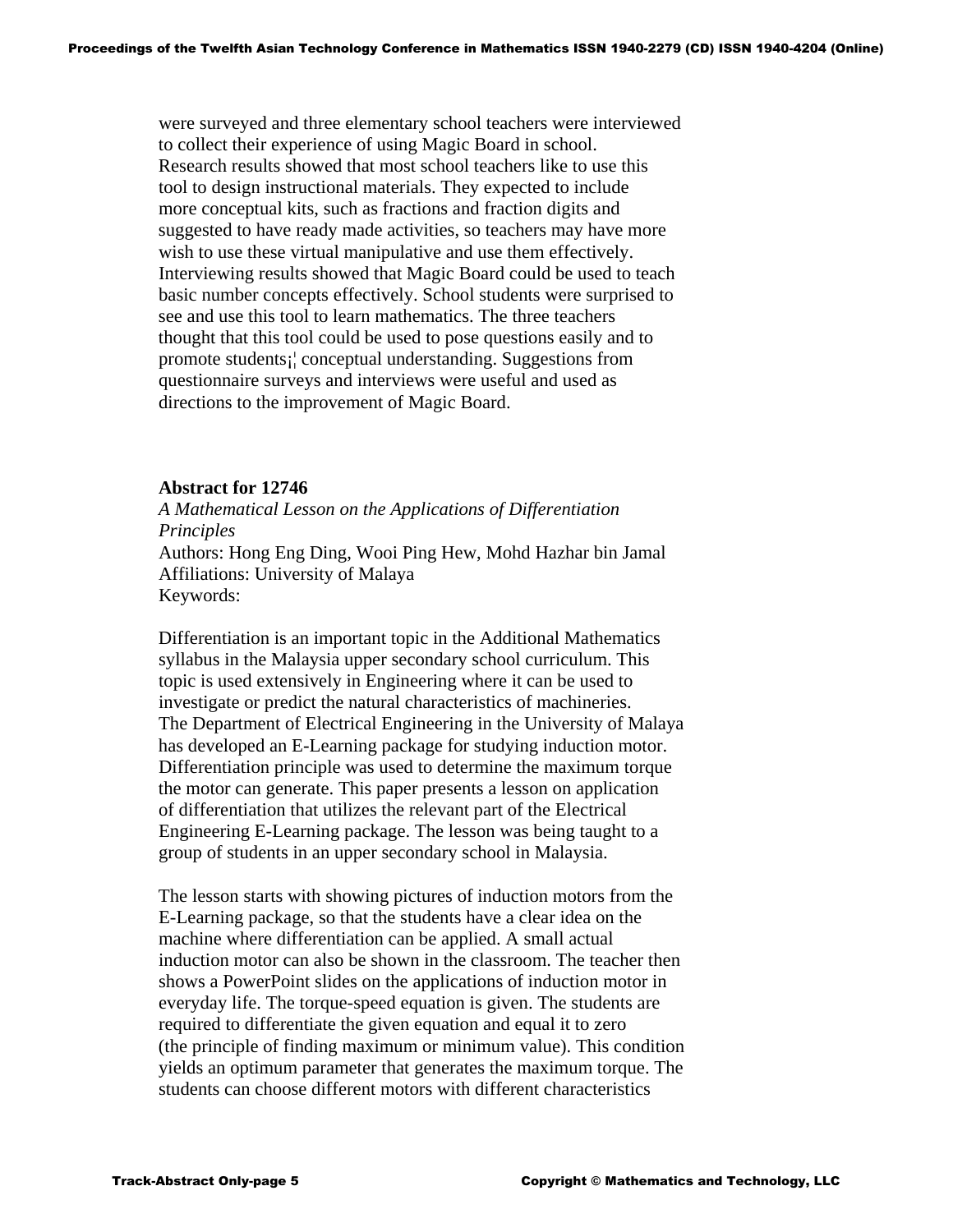were surveyed and three elementary school teachers were interviewed to collect their experience of using Magic Board in school. Research results showed that most school teachers like to use this tool to design instructional materials. They expected to include more conceptual kits, such as fractions and fraction digits and suggested to have ready made activities, so teachers may have more wish to use these virtual manipulative and use them effectively. Interviewing results showed that Magic Board could be used to teach basic number concepts effectively. School students were surprised to see and use this tool to learn mathematics. The three teachers thought that this tool could be used to pose questions easily and to promote students¡¦ conceptual understanding. Suggestions from questionnaire surveys and interviews were useful and used as directions to the improvement of Magic Board.

**Abstract for 12746**

*A Mathematical Lesson on the Applications of Differentiation Principles*

Authors: Hong Eng Ding, Wooi Ping Hew, Mohd Hazhar bin Jamal

Affiliations: University of Malaya

Keywords:

Differentiation is an important topic in the Additional Mathematics syllabus in the Malaysia upper secondary school curriculum. This topic is used extensively in Engineering where it can be used to investigate or predict the natural characteristics of machineries. The Department of Electrical Engineering in the University of Malaya has developed an E-Learning package for studying induction motor. Differentiation principle was used to determine the maximum torque the motor can generate. This paper presents a lesson on application of differentiation that utilizes the relevant part of the Electrical Engineering E-Learning package. The lesson was being taught to a group of students in an upper secondary school in Malaysia.

The lesson starts with showing pictures of induction motors from the E-Learning package, so that the students have a clear idea on the machine where differentiation can be applied. A small actual induction motor can also be shown in the classroom. The teacher then shows a PowerPoint slides on the applications of induction motor in everyday life. The torque-speed equation is given. The students are required to differentiate the given equation and equal it to zero (the principle of finding maximum or minimum value). This condition yields an optimum parameter that generates the maximum torque. The students can choose different motors with different characteristics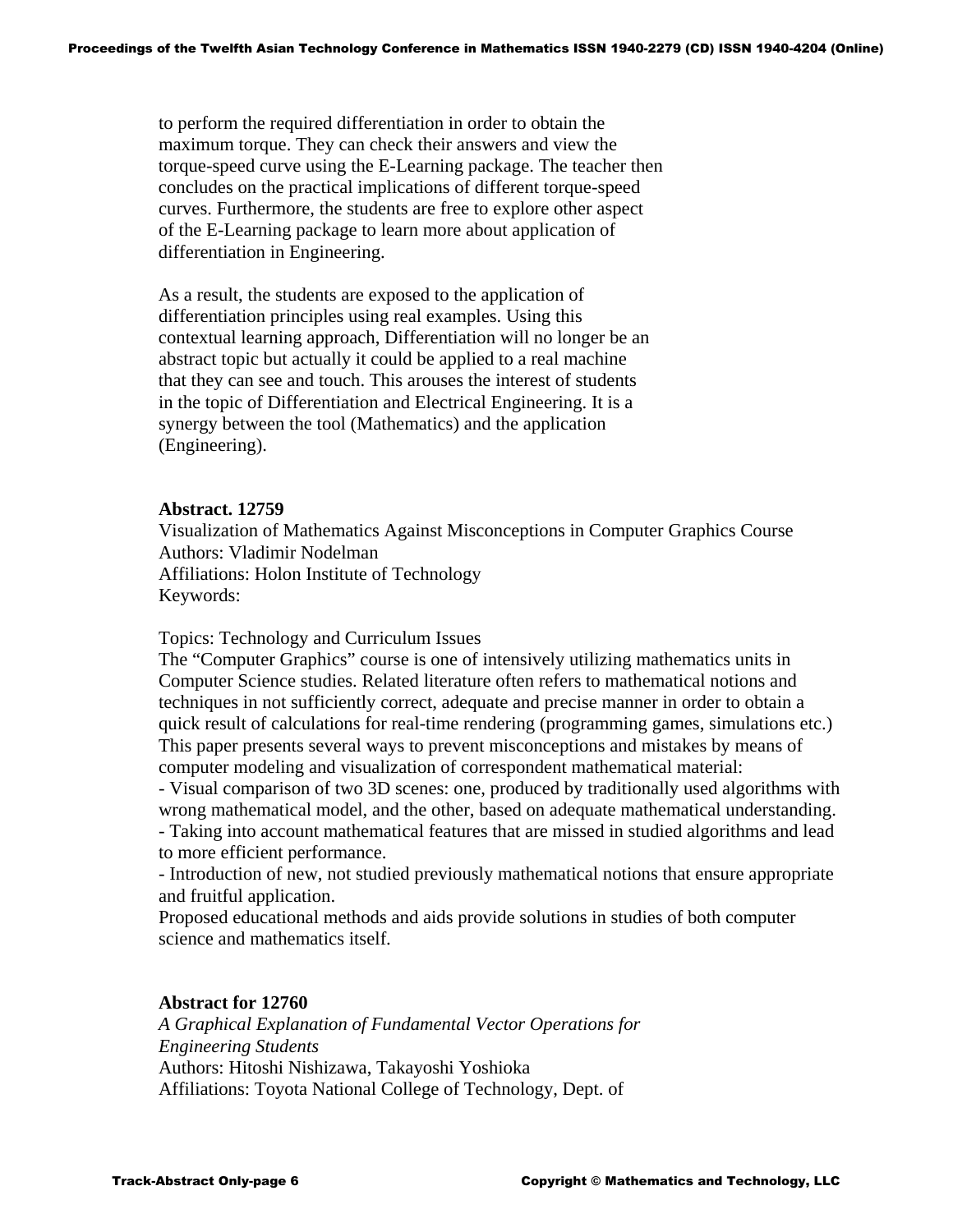to perform the required differentiation in order to obtain the maximum torque. They can check their answers and view the torque-speed curve using the E-Learning package. The teacher then concludes on the practical implications of different torque-speed curves. Furthermore, the students are free to explore other aspect of the E-Learning package to learn more about application of differentiation in Engineering.

As a result, the students are exposed to the application of differentiation principles using real examples. Using this contextual learning approach, Differentiation will no longer be an abstract topic but actually it could be applied to a real machine that they can see and touch. This arouses the interest of students in the topic of Differentiation and Electrical Engineering. It is a synergy between the tool (Mathematics) and the application (Engineering).

**Abstract. 12759**

Visualization of Mathematics Against Misconceptions in Computer Graphics Course
Authors: Vladimir Nodelman
Affiliations: Holon Institute of Technology
Keywords:

Topics: Technology and Curriculum Issues
The “Computer Graphics” course is one of intensively utilizing mathematics units in Computer Science studies. Related literature often refers to mathematical notions and techniques in not sufficiently correct, adequate and precise manner in order to obtain a quick result of calculations for real-time rendering (programming games, simulations etc.) This paper presents several ways to prevent misconceptions and mistakes by means of computer modeling and visualization of correspondent mathematical material:

- Visual comparison of two 3D scenes: one, produced by traditionally used algorithms with wrong mathematical model, and the other, based on adequate mathematical understanding.
- Taking into account mathematical features that are missed in studied algorithms and lead to more efficient performance.
- Introduction of new, not studied previously mathematical notions that ensure appropriate and fruitful application.

Proposed educational methods and aids provide solutions in studies of both computer science and mathematics itself.

**Abstract for 12760**

*A Graphical Explanation of Fundamental Vector Operations for Engineering Students*
Authors: Hitoshi Nishizawa, Takayoshi Yoshioka
Affiliations: Toyota National College of Technology, Dept. of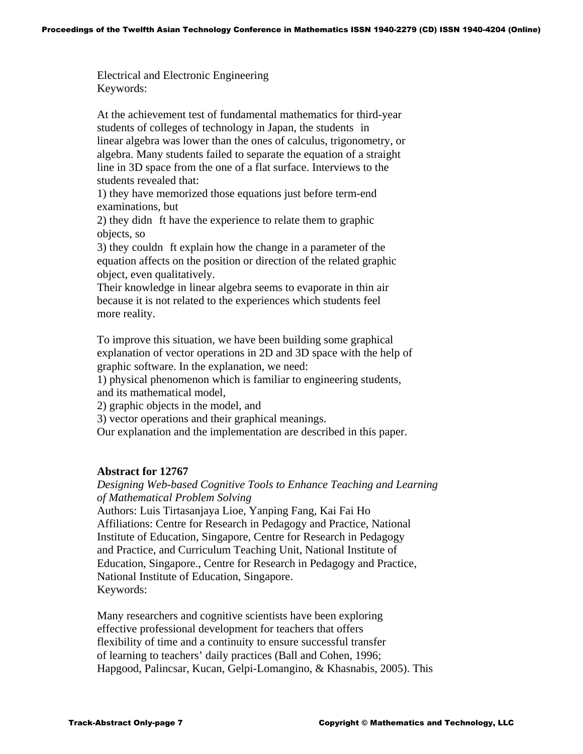Electrical and Electronic Engineering
Keywords:

At the achievement test of fundamental mathematics for third-year students of colleges of technology in Japan, the students in linear algebra was lower than the ones of calculus, trigonometry, or algebra. Many students failed to separate the equation of a straight line in 3D space from the one of a flat surface. Interviews to the students revealed that:
1) they have memorized those equations just before term-end examinations, but
2) they didn ft have the experience to relate them to graphic objects, so
3) they couldn ft explain how the change in a parameter of the equation affects on the position or direction of the related graphic object, even qualitatively.
Their knowledge in linear algebra seems to evaporate in thin air because it is not related to the experiences which students feel more reality.

To improve this situation, we have been building some graphical explanation of vector operations in 2D and 3D space with the help of graphic software. In the explanation, we need:
1) physical phenomenon which is familiar to engineering students, and its mathematical model,
2) graphic objects in the model, and
3) vector operations and their graphical meanings.
Our explanation and the implementation are described in this paper.

**Abstract for 12767**
*Designing Web-based Cognitive Tools to Enhance Teaching and Learning of Mathematical Problem Solving*
Authors: Luis Tirtasanjaya Lioe, Yanping Fang, Kai Fai Ho
Affiliations: Centre for Research in Pedagogy and Practice, National Institute of Education, Singapore, Centre for Research in Pedagogy and Practice, and Curriculum Teaching Unit, National Institute of Education, Singapore., Centre for Research in Pedagogy and Practice, National Institute of Education, Singapore.
Keywords:

Many researchers and cognitive scientists have been exploring effective professional development for teachers that offers flexibility of time and a continuity to ensure successful transfer of learning to teachers' daily practices (Ball and Cohen, 1996; Hapgood, Palincsar, Kucan, Gelpi-Lomangino, & Khasnabis, 2005). This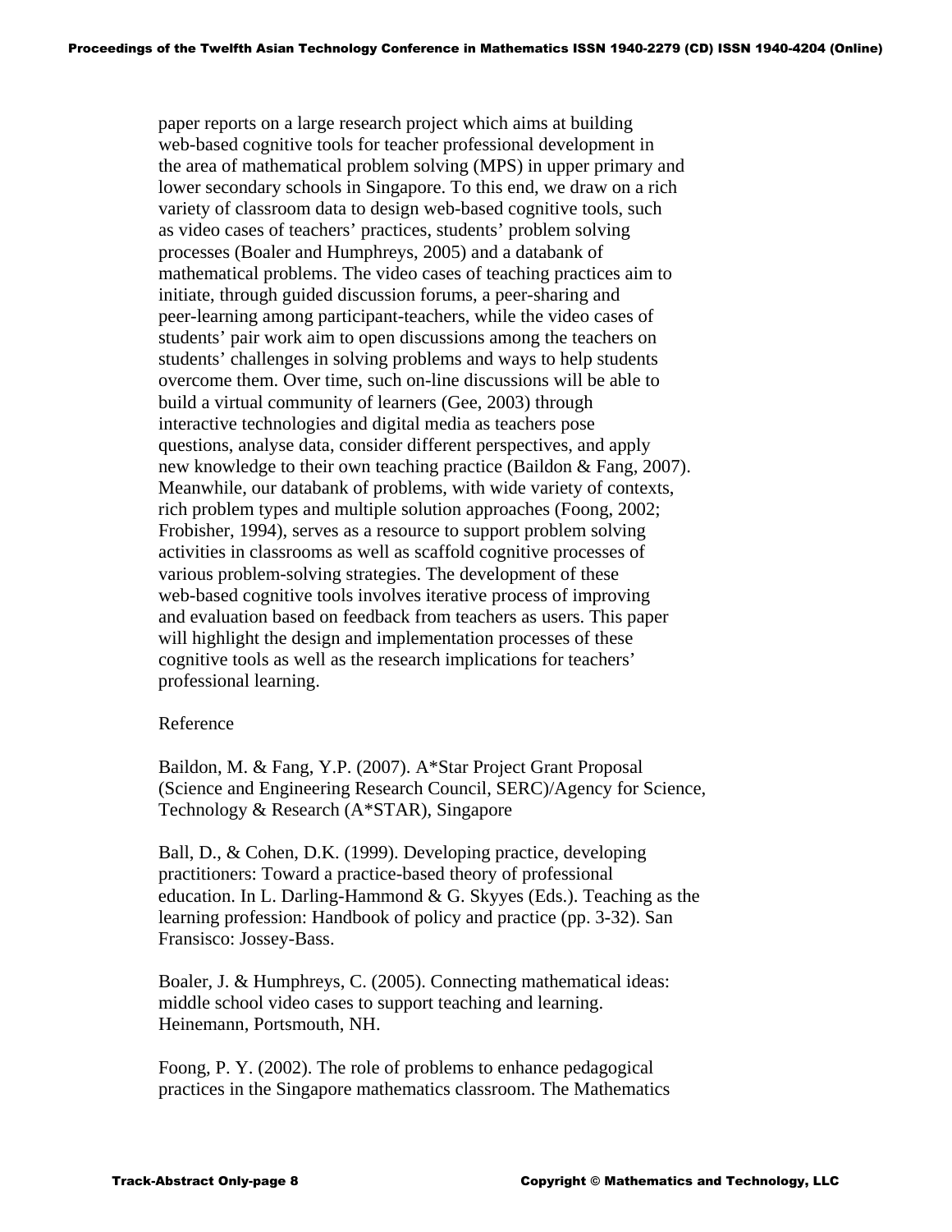paper reports on a large research project which aims at building web-based cognitive tools for teacher professional development in the area of mathematical problem solving (MPS) in upper primary and lower secondary schools in Singapore. To this end, we draw on a rich variety of classroom data to design web-based cognitive tools, such as video cases of teachers' practices, students' problem solving processes (Boaler and Humphreys, 2005) and a databank of mathematical problems. The video cases of teaching practices aim to initiate, through guided discussion forums, a peer-sharing and peer-learning among participant-teachers, while the video cases of students' pair work aim to open discussions among the teachers on students' challenges in solving problems and ways to help students overcome them. Over time, such on-line discussions will be able to build a virtual community of learners (Gee, 2003) through interactive technologies and digital media as teachers pose questions, analyse data, consider different perspectives, and apply new knowledge to their own teaching practice (Baildon & Fang, 2007). Meanwhile, our databank of problems, with wide variety of contexts, rich problem types and multiple solution approaches (Foong, 2002; Frobisher, 1994), serves as a resource to support problem solving activities in classrooms as well as scaffold cognitive processes of various problem-solving strategies. The development of these web-based cognitive tools involves iterative process of improving and evaluation based on feedback from teachers as users. This paper will highlight the design and implementation processes of these cognitive tools as well as the research implications for teachers' professional learning.

Reference

Baildon, M. & Fang, Y.P. (2007). A*Star Project Grant Proposal (Science and Engineering Research Council, SERC)/Agency for Science, Technology & Research (A*STAR), Singapore

Ball, D., & Cohen, D.K. (1999). Developing practice, developing practitioners: Toward a practice-based theory of professional education. In L. Darling-Hammond & G. Skyyes (Eds.). Teaching as the learning profession: Handbook of policy and practice (pp. 3-32). San Fransisco: Jossey-Bass.

Boaler, J. & Humphreys, C. (2005). Connecting mathematical ideas: middle school video cases to support teaching and learning. Heinemann, Portsmouth, NH.

Foong, P. Y. (2002). The role of problems to enhance pedagogical practices in the Singapore mathematics classroom. The Mathematics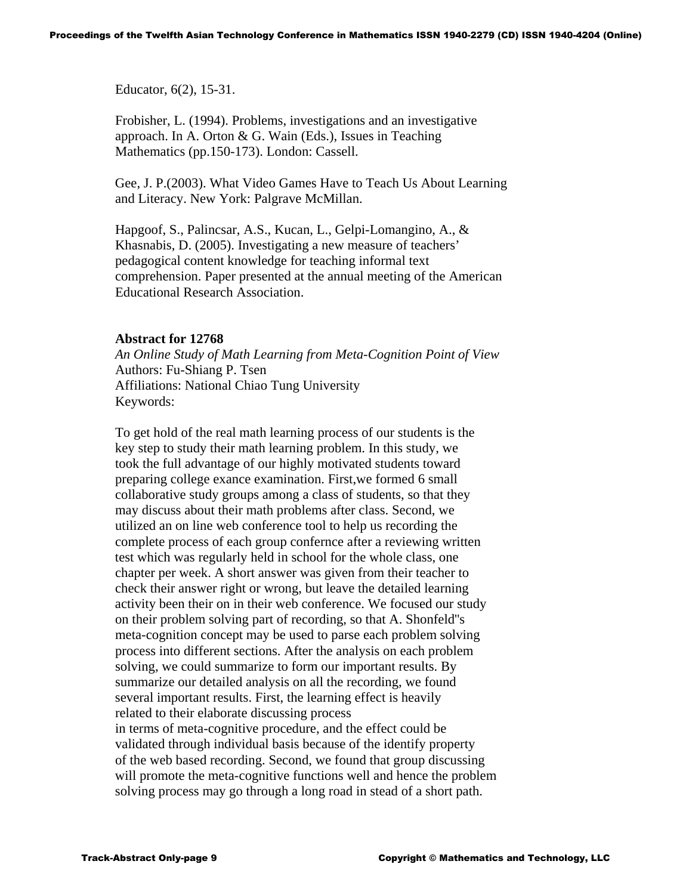Educator, 6(2), 15-31.

Frobisher, L. (1994). Problems, investigations and an investigative approach. In A. Orton & G. Wain (Eds.), Issues in Teaching Mathematics (pp.150-173). London: Cassell.

Gee, J. P.(2003). What Video Games Have to Teach Us About Learning and Literacy. New York: Palgrave McMillan.

Hapgoof, S., Palincsar, A.S., Kucan, L., Gelpi-Lomangino, A., & Khasnabis, D. (2005). Investigating a new measure of teachers' pedagogical content knowledge for teaching informal text comprehension. Paper presented at the annual meeting of the American Educational Research Association.

**Abstract for 12768**

*An Online Study of Math Learning from Meta-Cognition Point of View*
Authors: Fu-Shiang P. Tsen
Affiliations: National Chiao Tung University
Keywords:

To get hold of the real math learning process of our students is the key step to study their math learning problem. In this study, we took the full advantage of our highly motivated students toward preparing college exance examination. First,we formed 6 small collaborative study groups among a class of students, so that they may discuss about their math problems after class. Second, we utilized an on line web conference tool to help us recording the complete process of each group confernce after a reviewing written test which was regularly held in school for the whole class, one chapter per week. A short answer was given from their teacher to check their answer right or wrong, but leave the detailed learning activity been their on in their web conference. We focused our study on their problem solving part of recording, so that A. Shonfeld"s meta-cognition concept may be used to parse each problem solving process into different sections. After the analysis on each problem solving, we could summarize to form our important results. By summarize our detailed analysis on all the recording, we found several important results. First, the learning effect is heavily related to their elaborate discussing process in terms of meta-cognitive procedure, and the effect could be validated through individual basis because of the identify property of the web based recording. Second, we found that group discussing will promote the meta-cognitive functions well and hence the problem solving process may go through a long road in stead of a short path.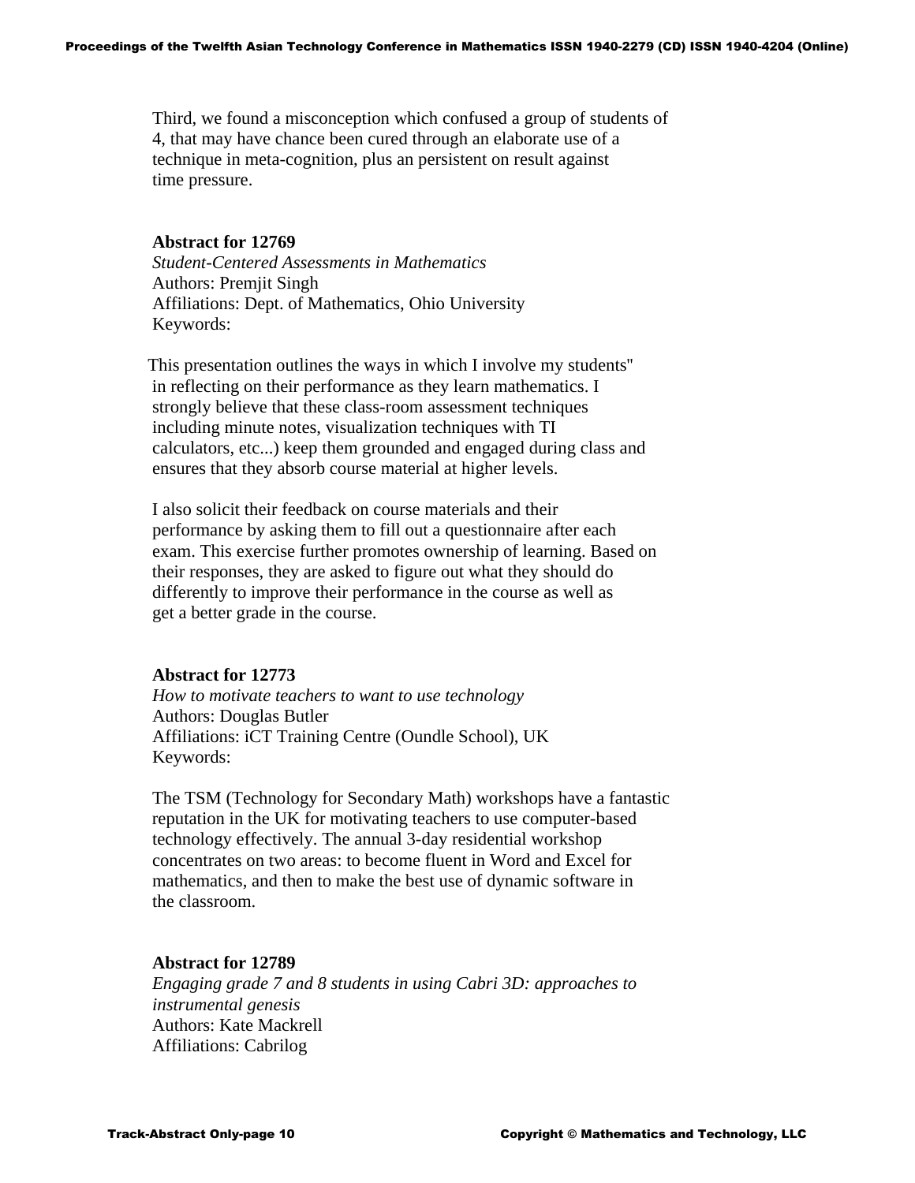Third, we found a misconception which confused a group of students of 4, that may have chance been cured through an elaborate use of a technique in meta-cognition, plus an persistent on result against time pressure.

**Abstract for 12769**

*Student-Centered Assessments in Mathematics*

Authors: Premjit Singh

Affiliations: Dept. of Mathematics, Ohio University

Keywords:

This presentation outlines the ways in which I involve my students" in reflecting on their performance as they learn mathematics. I strongly believe that these class-room assessment techniques including minute notes, visualization techniques with TI calculators, etc...) keep them grounded and engaged during class and ensures that they absorb course material at higher levels.

I also solicit their feedback on course materials and their performance by asking them to fill out a questionnaire after each exam. This exercise further promotes ownership of learning. Based on their responses, they are asked to figure out what they should do differently to improve their performance in the course as well as get a better grade in the course.

**Abstract for 12773**

*How to motivate teachers to want to use technology*

Authors: Douglas Butler

Affiliations: iCT Training Centre (Oundle School), UK

Keywords:

The TSM (Technology for Secondary Math) workshops have a fantastic reputation in the UK for motivating teachers to use computer-based technology effectively. The annual 3-day residential workshop concentrates on two areas: to become fluent in Word and Excel for mathematics, and then to make the best use of dynamic software in the classroom.

**Abstract for 12789**

*Engaging grade 7 and 8 students in using Cabri 3D: approaches to instrumental genesis*

Authors: Kate Mackrell

Affiliations: Cabrilog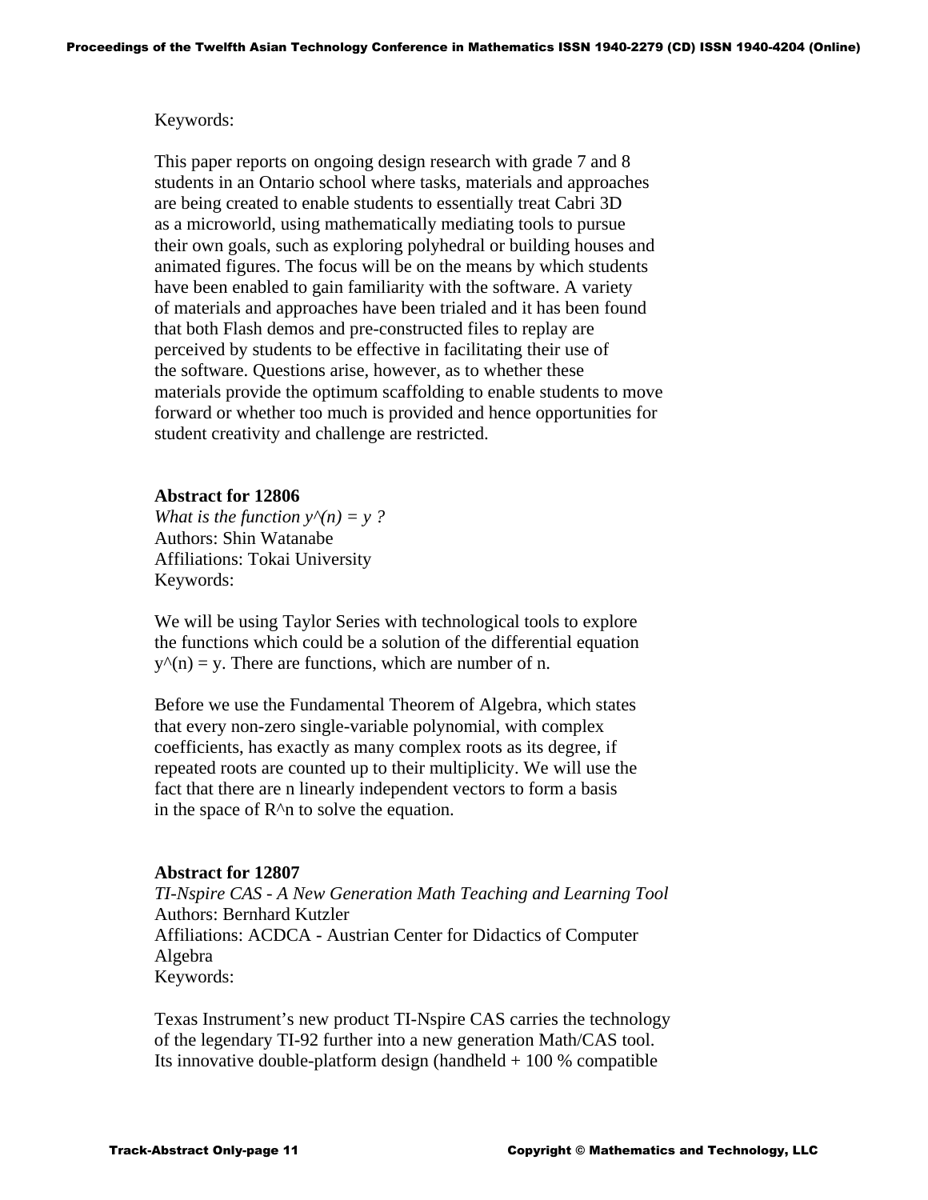Keywords:

This paper reports on ongoing design research with grade 7 and 8 students in an Ontario school where tasks, materials and approaches are being created to enable students to essentially treat Cabri 3D as a microworld, using mathematically mediating tools to pursue their own goals, such as exploring polyhedral or building houses and animated figures. The focus will be on the means by which students have been enabled to gain familiarity with the software. A variety of materials and approaches have been trialed and it has been found that both Flash demos and pre-constructed files to replay are perceived by students to be effective in facilitating their use of the software. Questions arise, however, as to whether these materials provide the optimum scaffolding to enable students to move forward or whether too much is provided and hence opportunities for student creativity and challenge are restricted.

**Abstract for 12806**

*What is the function y^(n) = y ?*

Authors: Shin Watanabe

Affiliations: Tokai University

Keywords:

We will be using Taylor Series with technological tools to explore the functions which could be a solution of the differential equation y^(n) = y. There are functions, which are number of n.

Before we use the Fundamental Theorem of Algebra, which states that every non-zero single-variable polynomial, with complex coefficients, has exactly as many complex roots as its degree, if repeated roots are counted up to their multiplicity. We will use the fact that there are n linearly independent vectors to form a basis in the space of R^n to solve the equation.

**Abstract for 12807**

*TI-Nspire CAS - A New Generation Math Teaching and Learning Tool*

Authors: Bernhard Kutzler

Affiliations: ACDCA - Austrian Center for Didactics of Computer Algebra

Keywords:

Texas Instrument's new product TI-Nspire CAS carries the technology of the legendary TI-92 further into a new generation Math/CAS tool. Its innovative double-platform design (handheld + 100 % compatible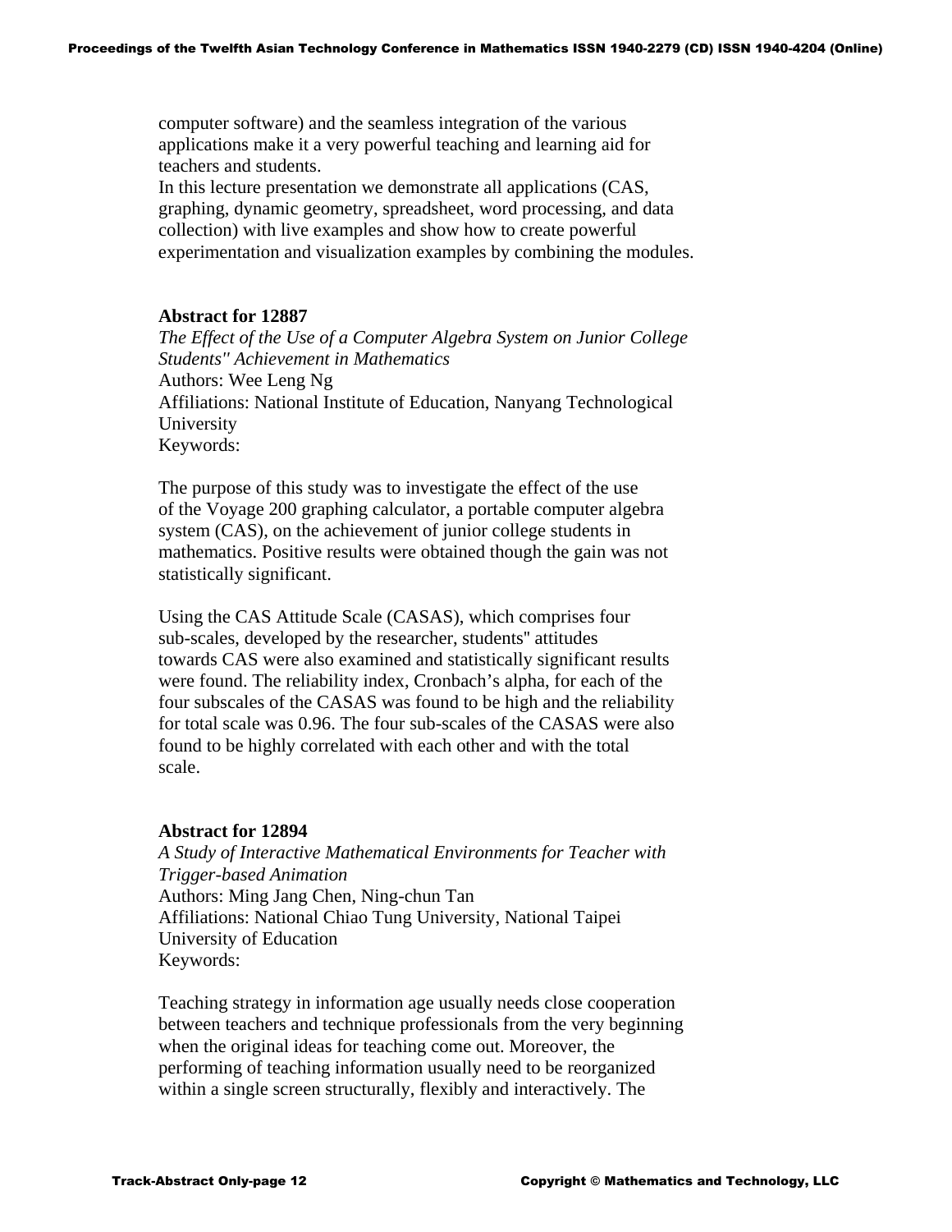computer software) and the seamless integration of the various applications make it a very powerful teaching and learning aid for teachers and students.
In this lecture presentation we demonstrate all applications (CAS, graphing, dynamic geometry, spreadsheet, word processing, and data collection) with live examples and show how to create powerful experimentation and visualization examples by combining the modules.

**Abstract for 12887**
*The Effect of the Use of a Computer Algebra System on Junior College Students'' Achievement in Mathematics*
Authors: Wee Leng Ng
Affiliations: National Institute of Education, Nanyang Technological University
Keywords:

The purpose of this study was to investigate the effect of the use of the Voyage 200 graphing calculator, a portable computer algebra system (CAS), on the achievement of junior college students in mathematics. Positive results were obtained though the gain was not statistically significant.

Using the CAS Attitude Scale (CASAS), which comprises four sub-scales, developed by the researcher, students'' attitudes towards CAS were also examined and statistically significant results were found. The reliability index, Cronbach's alpha, for each of the four subscales of the CASAS was found to be high and the reliability for total scale was 0.96. The four sub-scales of the CASAS were also found to be highly correlated with each other and with the total scale.

**Abstract for 12894**
*A Study of Interactive Mathematical Environments for Teacher with Trigger-based Animation*
Authors: Ming Jang Chen, Ning-chun Tan
Affiliations: National Chiao Tung University, National Taipei University of Education
Keywords:

Teaching strategy in information age usually needs close cooperation between teachers and technique professionals from the very beginning when the original ideas for teaching come out. Moreover, the performing of teaching information usually need to be reorganized within a single screen structurally, flexibly and interactively. The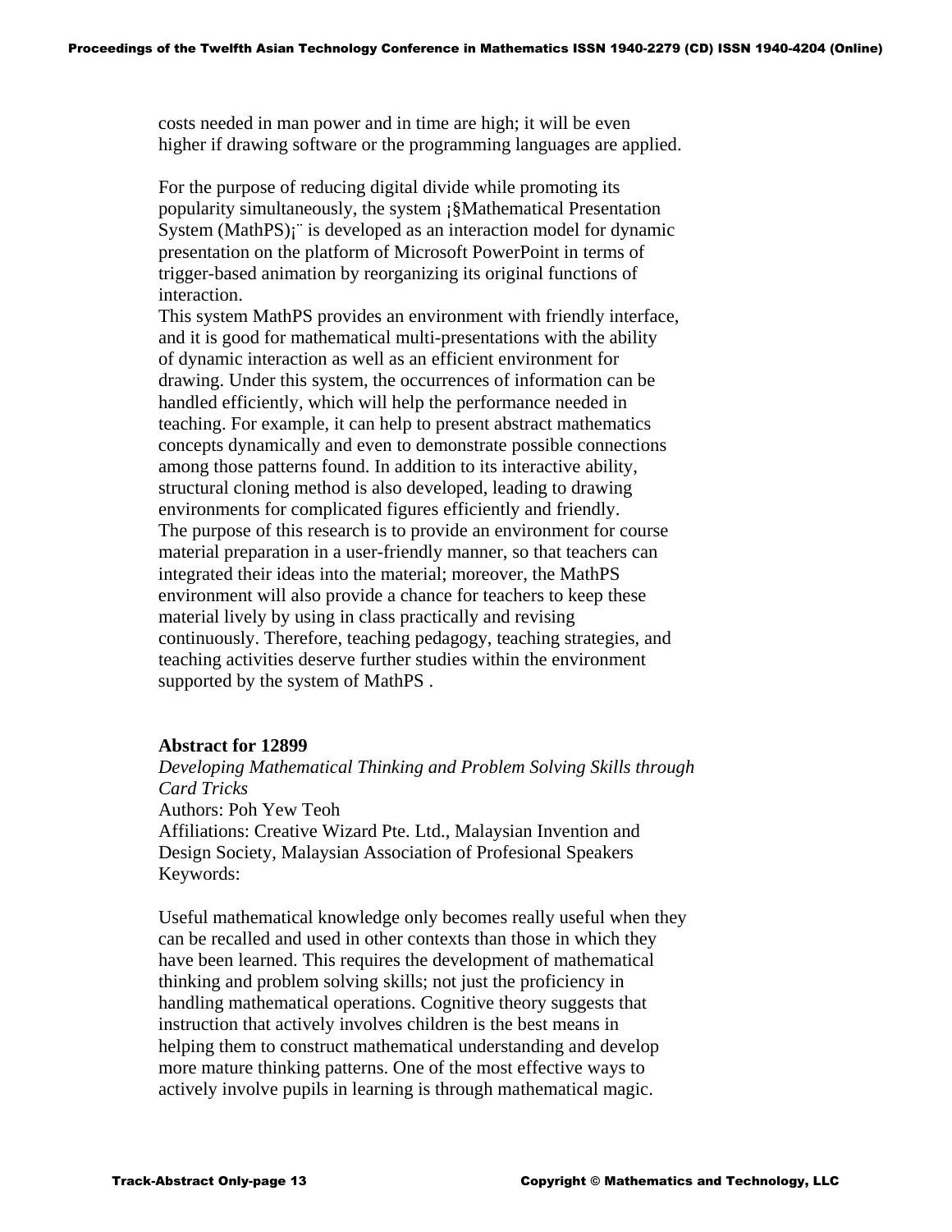costs needed in man power and in time are high; it will be even higher if drawing software or the programming languages are applied.

For the purpose of reducing digital divide while promoting its popularity simultaneously, the system ¡§Mathematical Presentation System (MathPS)¡¨ is developed as an interaction model for dynamic presentation on the platform of Microsoft PowerPoint in terms of trigger-based animation by reorganizing its original functions of interaction.
This system MathPS provides an environment with friendly interface, and it is good for mathematical multi-presentations with the ability of dynamic interaction as well as an efficient environment for drawing. Under this system, the occurrences of information can be handled efficiently, which will help the performance needed in teaching. For example, it can help to present abstract mathematics concepts dynamically and even to demonstrate possible connections among those patterns found. In addition to its interactive ability, structural cloning method is also developed, leading to drawing environments for complicated figures efficiently and friendly.
The purpose of this research is to provide an environment for course material preparation in a user-friendly manner, so that teachers can integrated their ideas into the material; moreover, the MathPS environment will also provide a chance for teachers to keep these material lively by using in class practically and revising continuously. Therefore, teaching pedagogy, teaching strategies, and teaching activities deserve further studies within the environment supported by the system of MathPS .

**Abstract for 12899**
*Developing Mathematical Thinking and Problem Solving Skills through Card Tricks*
Authors: Poh Yew Teoh
Affiliations: Creative Wizard Pte. Ltd., Malaysian Invention and Design Society, Malaysian Association of Profesional Speakers
Keywords:

Useful mathematical knowledge only becomes really useful when they can be recalled and used in other contexts than those in which they have been learned. This requires the development of mathematical thinking and problem solving skills; not just the proficiency in handling mathematical operations. Cognitive theory suggests that instruction that actively involves children is the best means in helping them to construct mathematical understanding and develop more mature thinking patterns. One of the most effective ways to actively involve pupils in learning is through mathematical magic.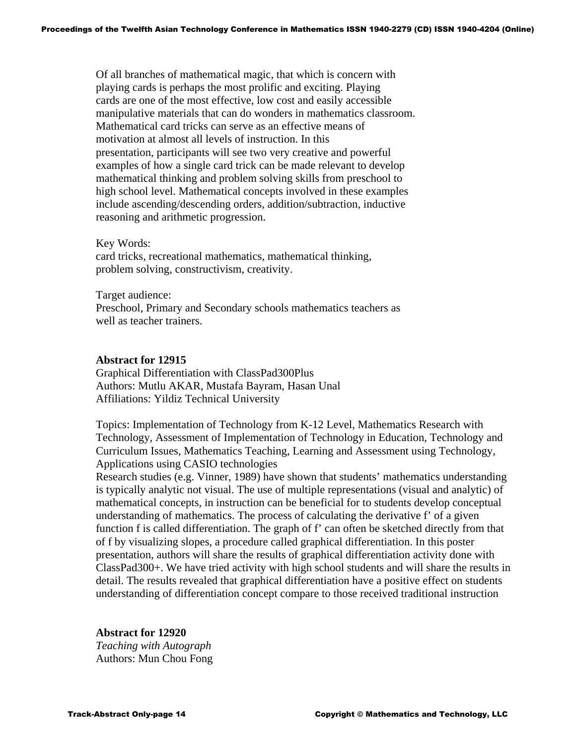Of all branches of mathematical magic, that which is concern with playing cards is perhaps the most prolific and exciting. Playing cards are one of the most effective, low cost and easily accessible manipulative materials that can do wonders in mathematics classroom. Mathematical card tricks can serve as an effective means of motivation at almost all levels of instruction. In this presentation, participants will see two very creative and powerful examples of how a single card trick can be made relevant to develop mathematical thinking and problem solving skills from preschool to high school level. Mathematical concepts involved in these examples include ascending/descending orders, addition/subtraction, inductive reasoning and arithmetic progression.

Key Words:
card tricks, recreational mathematics, mathematical thinking, problem solving, constructivism, creativity.

Target audience:
Preschool, Primary and Secondary schools mathematics teachers as well as teacher trainers.

**Abstract for 12915**
Graphical Differentiation with ClassPad300Plus
Authors: Mutlu AKAR, Mustafa Bayram, Hasan Unal
Affiliations: Yildiz Technical University

Topics: Implementation of Technology from K-12 Level, Mathematics Research with Technology, Assessment of Implementation of Technology in Education, Technology and Curriculum Issues, Mathematics Teaching, Learning and Assessment using Technology, Applications using CASIO technologies
Research studies (e.g. Vinner, 1989) have shown that students' mathematics understanding is typically analytic not visual. The use of multiple representations (visual and analytic) of mathematical concepts, in instruction can be beneficial for to students develop conceptual understanding of mathematics. The process of calculating the derivative f' of a given function f is called differentiation. The graph of f' can often be sketched directly from that of f by visualizing slopes, a procedure called graphical differentiation. In this poster presentation, authors will share the results of graphical differentiation activity done with ClassPad300+. We have tried activity with high school students and will share the results in detail. The results revealed that graphical differentiation have a positive effect on students understanding of differentiation concept compare to those received traditional instruction

**Abstract for 12920**
*Teaching with Autograph*
Authors: Mun Chou Fong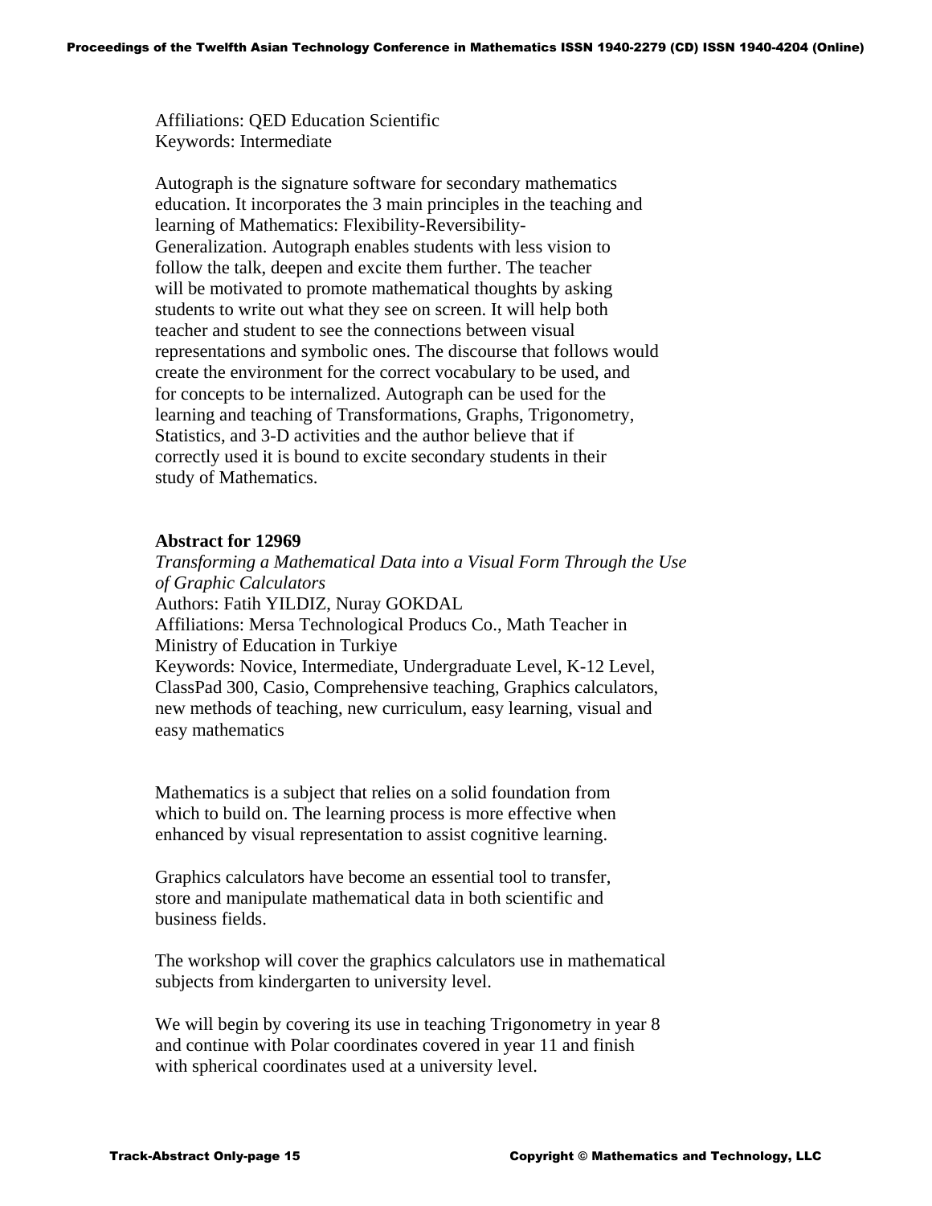Affiliations: QED Education Scientific
Keywords: Intermediate

Autograph is the signature software for secondary mathematics education. It incorporates the 3 main principles in the teaching and learning of Mathematics: Flexibility-Reversibility-Generalization. Autograph enables students with less vision to follow the talk, deepen and excite them further. The teacher will be motivated to promote mathematical thoughts by asking students to write out what they see on screen. It will help both teacher and student to see the connections between visual representations and symbolic ones. The discourse that follows would create the environment for the correct vocabulary to be used, and for concepts to be internalized. Autograph can be used for the learning and teaching of Transformations, Graphs, Trigonometry, Statistics, and 3-D activities and the author believe that if correctly used it is bound to excite secondary students in their study of Mathematics.

**Abstract for 12969**

*Transforming a Mathematical Data into a Visual Form Through the Use of Graphic Calculators*
Authors: Fatih YILDIZ, Nuray GOKDAL
Affiliations: Mersa Technological Producs Co., Math Teacher in Ministry of Education in Turkiye
Keywords: Novice, Intermediate, Undergraduate Level, K-12 Level, ClassPad 300, Casio, Comprehensive teaching, Graphics calculators, new methods of teaching, new curriculum, easy learning, visual and easy mathematics

Mathematics is a subject that relies on a solid foundation from which to build on. The learning process is more effective when enhanced by visual representation to assist cognitive learning.

Graphics calculators have become an essential tool to transfer, store and manipulate mathematical data in both scientific and business fields.

The workshop will cover the graphics calculators use in mathematical subjects from kindergarten to university level.

We will begin by covering its use in teaching Trigonometry in year 8 and continue with Polar coordinates covered in year 11 and finish with spherical coordinates used at a university level.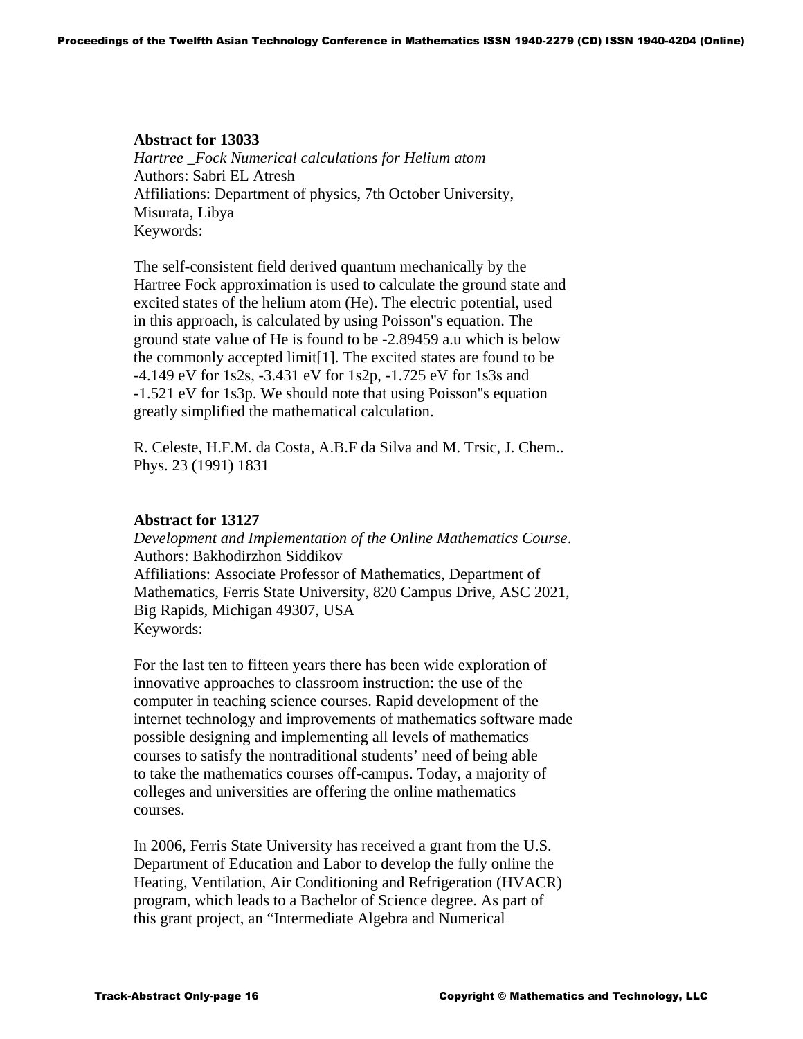**Abstract for 13033**

*Hartree _Fock Numerical calculations for Helium atom*

Authors: Sabri EL Atresh

Affiliations: Department of physics, 7th October University, Misurata, Libya

Keywords:

The self-consistent field derived quantum mechanically by the Hartree Fock approximation is used to calculate the ground state and excited states of the helium atom (He). The electric potential, used in this approach, is calculated by using Poisson''s equation. The ground state value of He is found to be -2.89459 a.u which is below the commonly accepted limit[1]. The excited states are found to be -4.149 eV for 1s2s, -3.431 eV for 1s2p, -1.725 eV for 1s3s and -1.521 eV for 1s3p. We should note that using Poisson''s equation greatly simplified the mathematical calculation.

R. Celeste, H.F.M. da Costa, A.B.F da Silva and M. Trsic, J. Chem.. Phys. 23 (1991) 1831

**Abstract for 13127**

*Development and Implementation of the Online Mathematics Course*.

Authors: Bakhodirzhon Siddikov

Affiliations: Associate Professor of Mathematics, Department of Mathematics, Ferris State University, 820 Campus Drive, ASC 2021, Big Rapids, Michigan 49307, USA

Keywords:

For the last ten to fifteen years there has been wide exploration of innovative approaches to classroom instruction: the use of the computer in teaching science courses. Rapid development of the internet technology and improvements of mathematics software made possible designing and implementing all levels of mathematics courses to satisfy the nontraditional students' need of being able to take the mathematics courses off-campus. Today, a majority of colleges and universities are offering the online mathematics courses.

In 2006, Ferris State University has received a grant from the U.S. Department of Education and Labor to develop the fully online the Heating, Ventilation, Air Conditioning and Refrigeration (HVACR) program, which leads to a Bachelor of Science degree. As part of this grant project, an "Intermediate Algebra and Numerical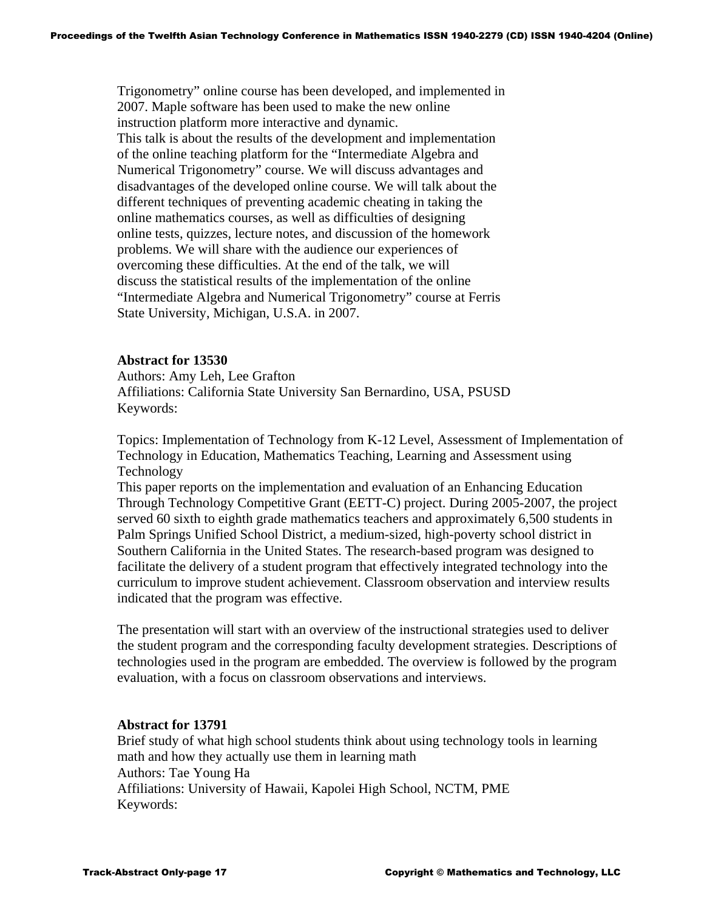Trigonometry" online course has been developed, and implemented in 2007. Maple software has been used to make the new online instruction platform more interactive and dynamic.
This talk is about the results of the development and implementation of the online teaching platform for the "Intermediate Algebra and Numerical Trigonometry" course. We will discuss advantages and disadvantages of the developed online course. We will talk about the different techniques of preventing academic cheating in taking the online mathematics courses, as well as difficulties of designing online tests, quizzes, lecture notes, and discussion of the homework problems. We will share with the audience our experiences of overcoming these difficulties. At the end of the talk, we will discuss the statistical results of the implementation of the online "Intermediate Algebra and Numerical Trigonometry" course at Ferris State University, Michigan, U.S.A. in 2007.

**Abstract for 13530**
Authors: Amy Leh, Lee Grafton
Affiliations: California State University San Bernardino, USA, PSUSD
Keywords:

Topics: Implementation of Technology from K-12 Level, Assessment of Implementation of Technology in Education, Mathematics Teaching, Learning and Assessment using Technology
This paper reports on the implementation and evaluation of an Enhancing Education Through Technology Competitive Grant (EETT-C) project. During 2005-2007, the project served 60 sixth to eighth grade mathematics teachers and approximately 6,500 students in Palm Springs Unified School District, a medium-sized, high-poverty school district in Southern California in the United States. The research-based program was designed to facilitate the delivery of a student program that effectively integrated technology into the curriculum to improve student achievement. Classroom observation and interview results indicated that the program was effective.

The presentation will start with an overview of the instructional strategies used to deliver the student program and the corresponding faculty development strategies. Descriptions of technologies used in the program are embedded. The overview is followed by the program evaluation, with a focus on classroom observations and interviews.

**Abstract for 13791**
Brief study of what high school students think about using technology tools in learning math and how they actually use them in learning math
Authors: Tae Young Ha
Affiliations: University of Hawaii, Kapolei High School, NCTM, PME
Keywords: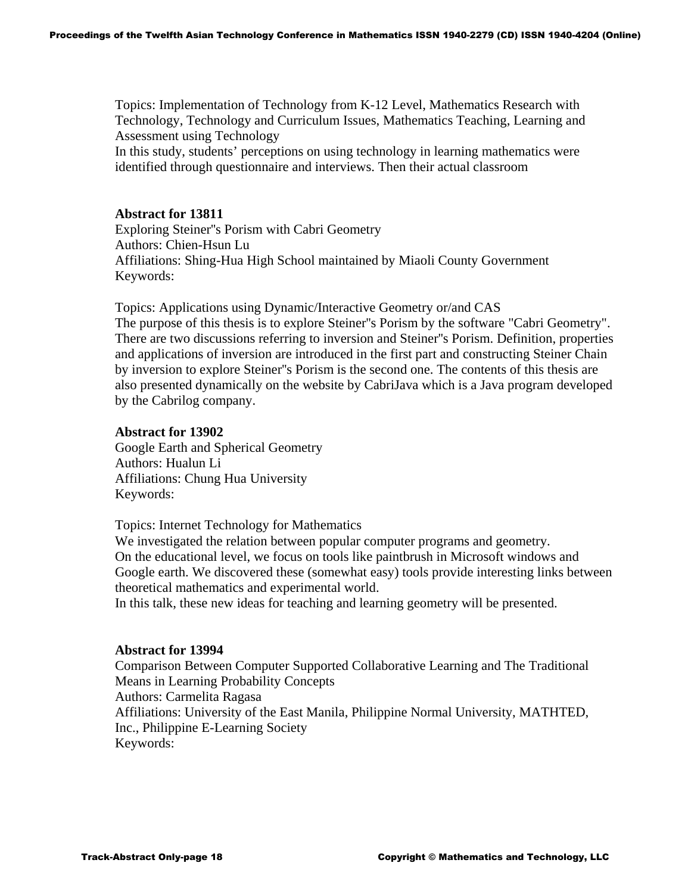Topics: Implementation of Technology from K-12 Level, Mathematics Research with Technology, Technology and Curriculum Issues, Mathematics Teaching, Learning and Assessment using Technology
In this study, students' perceptions on using technology in learning mathematics were identified through questionnaire and interviews. Then their actual classroom

**Abstract for 13811**
Exploring Steiner''s Porism with Cabri Geometry
Authors: Chien-Hsun Lu
Affiliations: Shing-Hua High School maintained by Miaoli County Government
Keywords:

Topics: Applications using Dynamic/Interactive Geometry or/and CAS
The purpose of this thesis is to explore Steiner''s Porism by the software "Cabri Geometry". There are two discussions referring to inversion and Steiner''s Porism. Definition, properties and applications of inversion are introduced in the first part and constructing Steiner Chain by inversion to explore Steiner''s Porism is the second one. The contents of this thesis are also presented dynamically on the website by CabriJava which is a Java program developed by the Cabrilog company.

**Abstract for 13902**
Google Earth and Spherical Geometry
Authors: Hualun Li
Affiliations: Chung Hua University
Keywords:

Topics: Internet Technology for Mathematics
We investigated the relation between popular computer programs and geometry.
On the educational level, we focus on tools like paintbrush in Microsoft windows and Google earth. We discovered these (somewhat easy) tools provide interesting links between theoretical mathematics and experimental world.
In this talk, these new ideas for teaching and learning geometry will be presented.

**Abstract for 13994**
Comparison Between Computer Supported Collaborative Learning and The Traditional Means in Learning Probability Concepts
Authors: Carmelita Ragasa
Affiliations: University of the East Manila, Philippine Normal University, MATHTED, Inc., Philippine E-Learning Society
Keywords: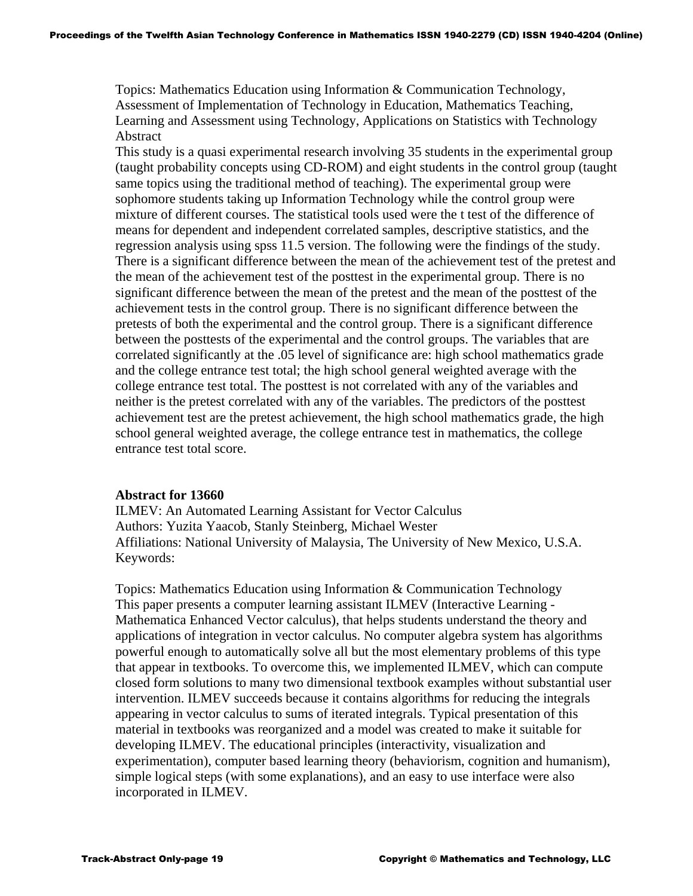Topics: Mathematics Education using Information & Communication Technology, Assessment of Implementation of Technology in Education, Mathematics Teaching, Learning and Assessment using Technology, Applications on Statistics with Technology
Abstract
This study is a quasi experimental research involving 35 students in the experimental group (taught probability concepts using CD-ROM) and eight students in the control group (taught same topics using the traditional method of teaching). The experimental group were sophomore students taking up Information Technology while the control group were mixture of different courses. The statistical tools used were the t test of the difference of means for dependent and independent correlated samples, descriptive statistics, and the regression analysis using spss 11.5 version. The following were the findings of the study. There is a significant difference between the mean of the achievement test of the pretest and the mean of the achievement test of the posttest in the experimental group. There is no significant difference between the mean of the pretest and the mean of the posttest of the achievement tests in the control group. There is no significant difference between the pretests of both the experimental and the control group. There is a significant difference between the posttests of the experimental and the control groups. The variables that are correlated significantly at the .05 level of significance are: high school mathematics grade and the college entrance test total; the high school general weighted average with the college entrance test total. The posttest is not correlated with any of the variables and neither is the pretest correlated with any of the variables. The predictors of the posttest achievement test are the pretest achievement, the high school mathematics grade, the high school general weighted average, the college entrance test in mathematics, the college entrance test total score.

**Abstract for 13660**
ILMEV: An Automated Learning Assistant for Vector Calculus
Authors: Yuzita Yaacob, Stanly Steinberg, Michael Wester
Affiliations: National University of Malaysia, The University of New Mexico, U.S.A.
Keywords:

Topics: Mathematics Education using Information & Communication Technology
This paper presents a computer learning assistant ILMEV (Interactive Learning - Mathematica Enhanced Vector calculus), that helps students understand the theory and applications of integration in vector calculus. No computer algebra system has algorithms powerful enough to automatically solve all but the most elementary problems of this type that appear in textbooks. To overcome this, we implemented ILMEV, which can compute closed form solutions to many two dimensional textbook examples without substantial user intervention. ILMEV succeeds because it contains algorithms for reducing the integrals appearing in vector calculus to sums of iterated integrals. Typical presentation of this material in textbooks was reorganized and a model was created to make it suitable for developing ILMEV. The educational principles (interactivity, visualization and experimentation), computer based learning theory (behaviorism, cognition and humanism), simple logical steps (with some explanations), and an easy to use interface were also incorporated in ILMEV.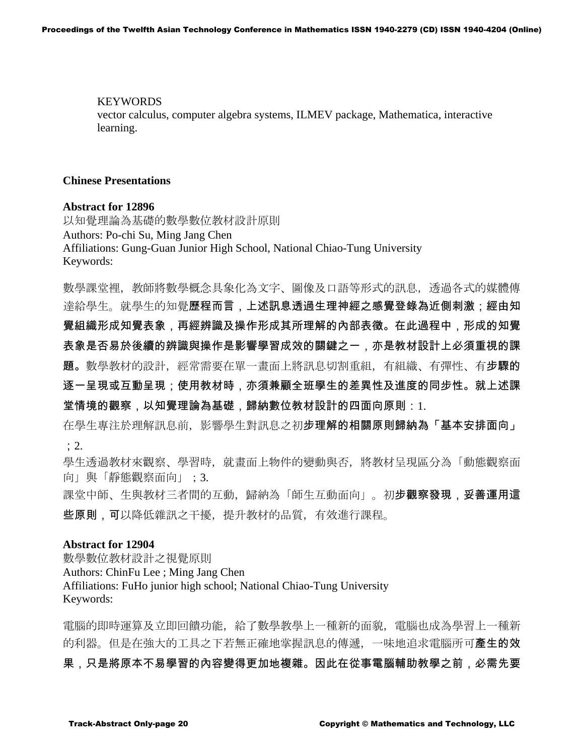KEYWORDS
vector calculus, computer algebra systems, ILMEV package, Mathematica, interactive learning.

## Chinese Presentations

### Abstract for 12896

以知覺理論為基礎的數學數位教材設計原則
Authors: Po-chi Su, Ming Jang Chen
Affiliations: Gung-Guan Junior High School, National Chiao-Tung University
Keywords:

數學課堂裡，教師將數學概念具象化為文字、圖像及口語等形式的訊息，透過各式的媒體傳達給學生。就學生的知覺歷程而言，上述訊息透過生理神經之感覺登錄為近側刺激；經由知覺組織形成知覺表象，再經辨識及操作形成其所理解的內部表徵。在此過程中，形成的知覺表象是否易於後續的辨識與操作是影響學習成效的關鍵之一，亦是教材設計上必須重視的課題。數學教材的設計，經常需要在單一畫面上將訊息切割重組，有組織、有彈性、有步驟的逐一呈現或互動呈現；使用教材時，亦須兼顧全班學生的差異性及進度的同步性。就上述課堂情境的觀察，以知覺理論為基礎，歸納數位教材設計的四面向原則：1.
在學生專注於理解訊息前，影響學生對訊息之初步理解的相關原則歸納為「基本安排面向」；2.
學生透過教材來觀察、學習時，就畫面上物件的變動與否，將教材呈現區分為「動態觀察面向」與「靜態觀察面向」；3.
課堂中師、生與教材三者間的互動，歸納為「師生互動面向」。初步觀察發現，妥善運用這些原則，可以降低雜訊之干擾，提升教材的品質，有效進行課程。

### Abstract for 12904

數學數位教材設計之視覺原則
Authors: ChinFu Lee ; Ming Jang Chen
Affiliations: FuHo junior high school; National Chiao-Tung University
Keywords:

電腦的即時運算及立即回饋功能，給了數學教學上一種新的面貌，電腦也成為學習上一種新的利器。但是在強大的工具之下若無正確地掌握訊息的傳遞，一味地追求電腦所可產生的效果，只是將原本不易學習的內容變得更加地複雜。因此在從事電腦輔助教學之前，必需先要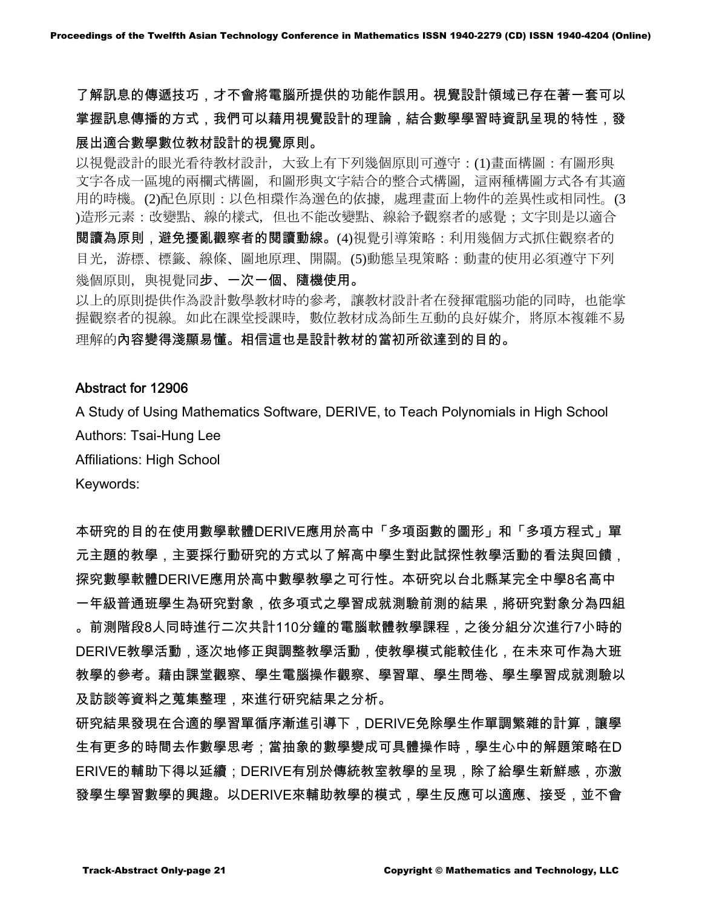了解訊息的傳遞技巧，才不會將電腦所提供的功能作誤用。視覺設計領域已存在著一套可以掌握訊息傳播的方式，我們可以藉用視覺設計的理論，結合數學學習時資訊呈現的特性，發展出適合數學數位教材設計的視覺原則。

以視覺設計的眼光看待教材設計，大致上有下列幾個原則可遵守：(1)畫面構圖：有圖形與文字各成一區塊的兩欄式構圖，和圖形與文字結合的整合式構圖，這兩種構圖方式各有其適用的時機。(2)配色原則：以色相環作為選色的依據，處理畫面上物件的差異性或相同性。(3)造形元素：改變點、線的樣式，但也不能改變點、線給予觀察者的感覺；文字則是以適合閱讀為原則，避免擾亂觀察者的閱讀動線。(4)視覺引導策略：利用幾個方式抓住觀察者的目光，游標、標籤、線條、圖地原理、開關。(5)動態呈現策略：動畫的使用必須遵守下列幾個原則，與視覺同步、一次一個、隨機使用。

以上的原則提供作為設計數學教材時的參考，讓教材設計者在發揮電腦功能的同時，也能掌握觀察者的視線。如此在課堂授課時，數位教材成為師生互動的良好媒介，將原本複雜不易理解的內容變得淺顯易懂。相信這也是設計教材的當初所欲達到的目的。

## Abstract for 12906

A Study of Using Mathematics Software, DERIVE, to Teach Polynomials in High School

Authors: Tsai-Hung Lee

Affiliations: High School

Keywords:

本研究的目的在使用數學軟體DERIVE應用於高中「多項函數的圖形」和「多項方程式」單元主題的教學，主要採行動研究的方式以了解高中學生對此試探性教學活動的看法與回饋，探究數學軟體DERIVE應用於高中數學教學之可行性。本研究以台北縣某完全中學8名高中一年級普通班學生為研究對象，依多項式之學習成就測驗前測的結果，將研究對象分為四組。前測階段8人同時進行二次共計110分鐘的電腦軟體教學課程，之後分組分次進行7小時的DERIVE教學活動，逐次地修正與調整教學活動，使教學模式能較佳化，在未來可作為大班教學的參考。藉由課堂觀察、學生電腦操作觀察、學習單、學生問卷、學生學習成就測驗以及訪談等資料之蒐集整理，來進行研究結果之分析。

研究結果發現在合適的學習單循序漸進引導下，DERIVE免除學生作單調繁雜的計算，讓學生有更多的時間去作數學思考；當抽象的數學變成可具體操作時，學生心中的解題策略在DERIVE的輔助下得以延續；DERIVE有別於傳統教室教學的呈現，除了給學生新鮮感，亦激發學生學習數學的興趣。以DERIVE來輔助教學的模式，學生反應可以適應、接受，並不會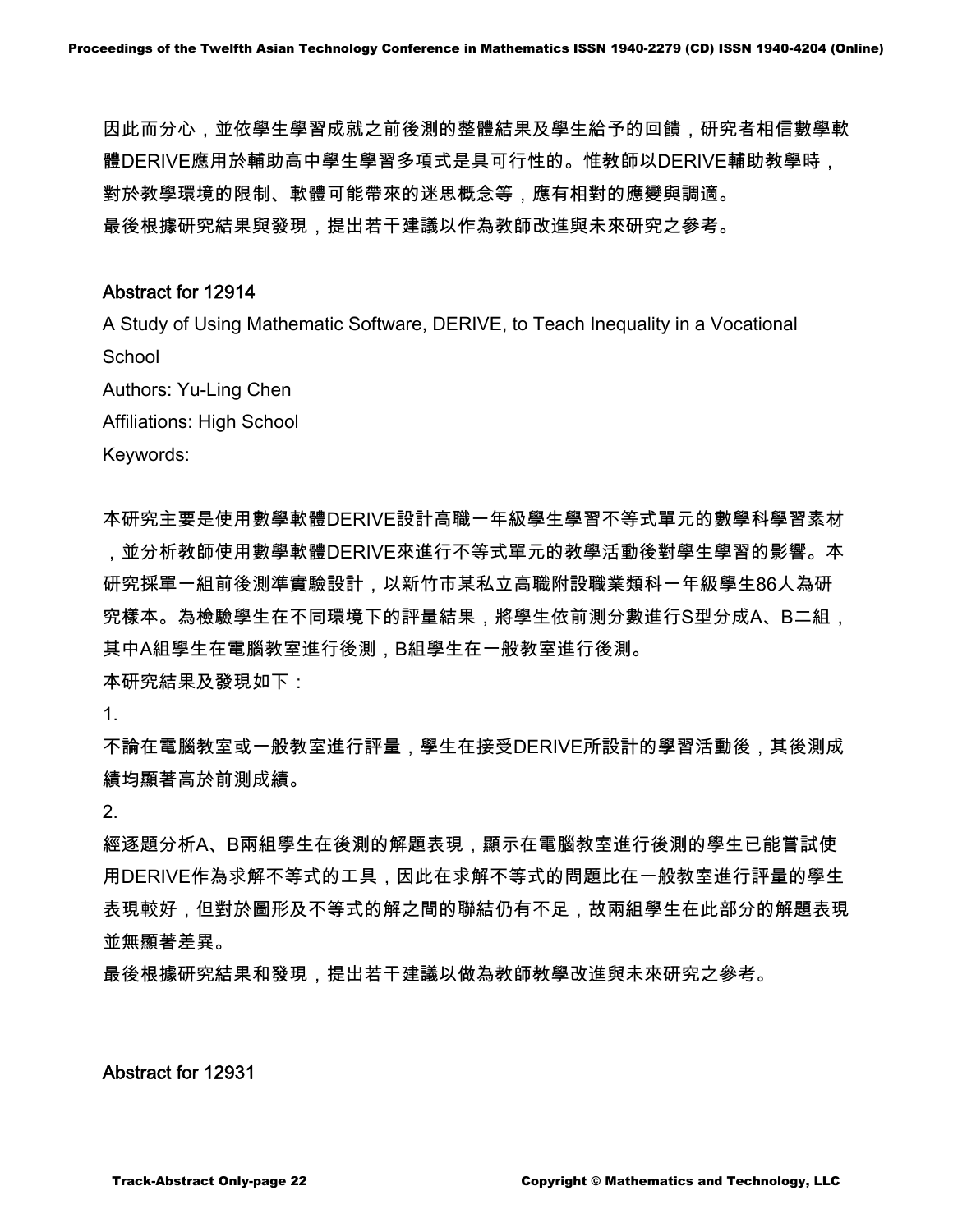因此而分心，並依學生學習成就之前後測的整體結果及學生給予的回饋，研究者相信數學軟體DERIVE應用於輔助高中學生學習多項式是具可行性的。惟教師以DERIVE輔助教學時，對於教學環境的限制、軟體可能帶來的迷思概念等，應有相對的應變與調適。
最後根據研究結果與發現，提出若干建議以作為教師改進與未來研究之參考。

### Abstract for 12914

A Study of Using Mathematic Software, DERIVE, to Teach Inequality in a Vocational School

Authors: Yu-Ling Chen

Affiliations: High School

Keywords:

本研究主要是使用數學軟體DERIVE設計高職一年級學生學習不等式單元的數學科學習素材，並分析教師使用數學軟體DERIVE來進行不等式單元的教學活動後對學生學習的影響。本研究採單一組前後測準實驗設計，以新竹市某私立高職附設職業類科一年級學生86人為研究樣本。為檢驗學生在不同環境下的評量結果，將學生依前測分數進行S型分成A、B二組，其中A組學生在電腦教室進行後測，B組學生在一般教室進行後測。
本研究結果及發現如下：

1.
不論在電腦教室或一般教室進行評量，學生在接受DERIVE所設計的學習活動後，其後測成績均顯著高於前測成績。

2.
經逐題分析A、B兩組學生在後測的解題表現，顯示在電腦教室進行後測的學生已能嘗試使用DERIVE作為求解不等式的工具，因此在求解不等式的問題比在一般教室進行評量的學生表現較好，但對於圖形及不等式的解之間的聯結仍有不足，故兩組學生在此部分的解題表現並無顯著差異。

最後根據研究結果和發現，提出若干建議以做為教師教學改進與未來研究之參考。

### Abstract for 12931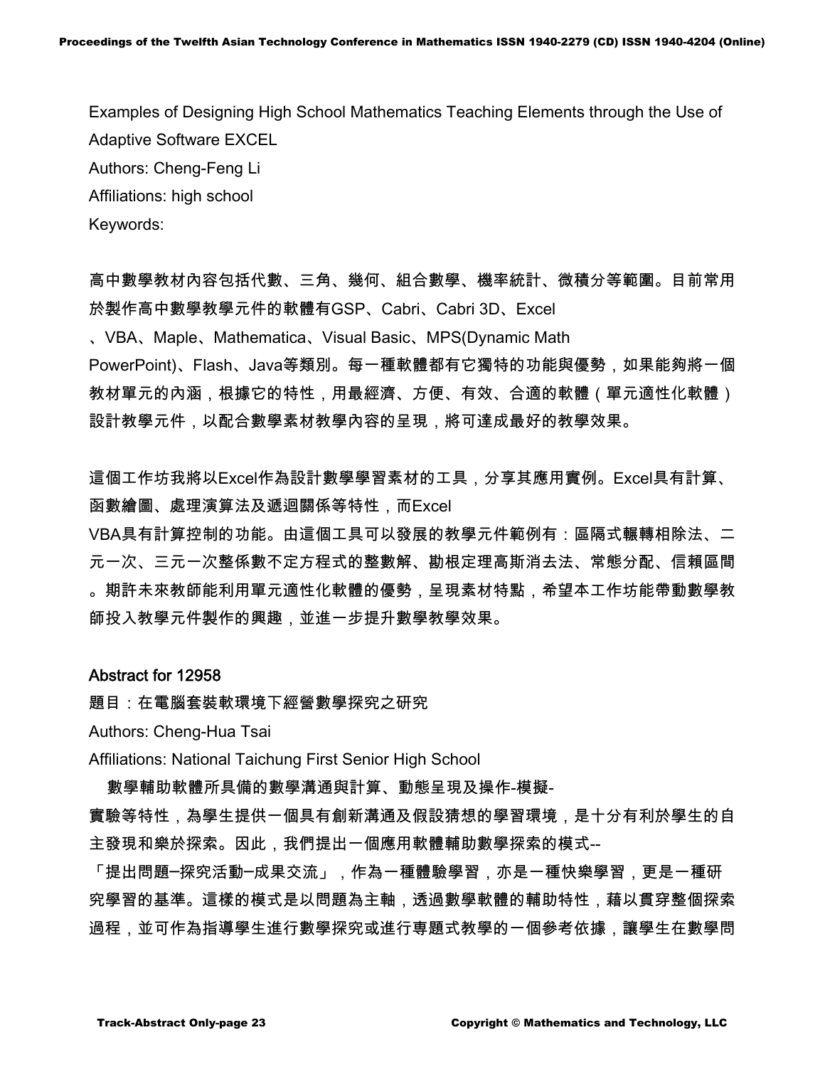Examples of Designing High School Mathematics Teaching Elements through the Use of Adaptive Software EXCEL

Authors: Cheng-Feng Li

Affiliations: high school

Keywords:

高中數學教材內容包括代數、三角、幾何、組合數學、機率統計、微積分等範圍。目前常用於製作高中數學教學元件的軟體有GSP、Cabri、Cabri 3D、Excel、VBA、Maple、Mathematica、Visual Basic、MPS(Dynamic Math PowerPoint)、Flash、Java等類別。每一種軟體都有它獨特的功能與優勢，如果能夠將一個教材單元的內涵，根據它的特性，用最經濟、方便、有效、合適的軟體（單元適性化軟體）設計教學元件，以配合數學素材教學內容的呈現，將可達成最好的教學效果。

這個工作坊我將以Excel作為設計數學學習素材的工具，分享其應用實例。Excel具有計算、函數繪圖、處理演算法及遞迴關係等特性，而Excel VBA具有計算控制的功能。由這個工具可以發展的教學元件範例有：區隔式輾轉相除法、二元一次、三元一次整係數不定方程式的整數解、勘根定理高斯消去法、常態分配、信賴區間。期許未來教師能利用單元適性化軟體的優勢，呈現素材特點，希望本工作坊能帶動數學教師投入教學元件製作的興趣，並進一步提升數學教學效果。

## Abstract for 12958

題目：在電腦套裝軟環境下經營數學探究之研究

Authors: Cheng-Hua Tsai

Affiliations: National Taichung First Senior High School

數學輔助軟體所具備的數學溝通與計算、動態呈現及操作-模擬-實驗等特性，為學生提供一個具有創新溝通及假設猜想的學習環境，是十分有利於學生的自主發現和樂於探索。因此，我們提出一個應用軟體輔助數學探索的模式--「提出問題–探究活動–成果交流」，作為一種體驗學習，亦是一種快樂學習，更是一種研究學習的基準。這樣的模式是以問題為主軸，透過數學軟體的輔助特性，藉以貫穿整個探索過程，並可作為指導學生進行數學探究或進行專題式教學的一個參考依據，讓學生在數學問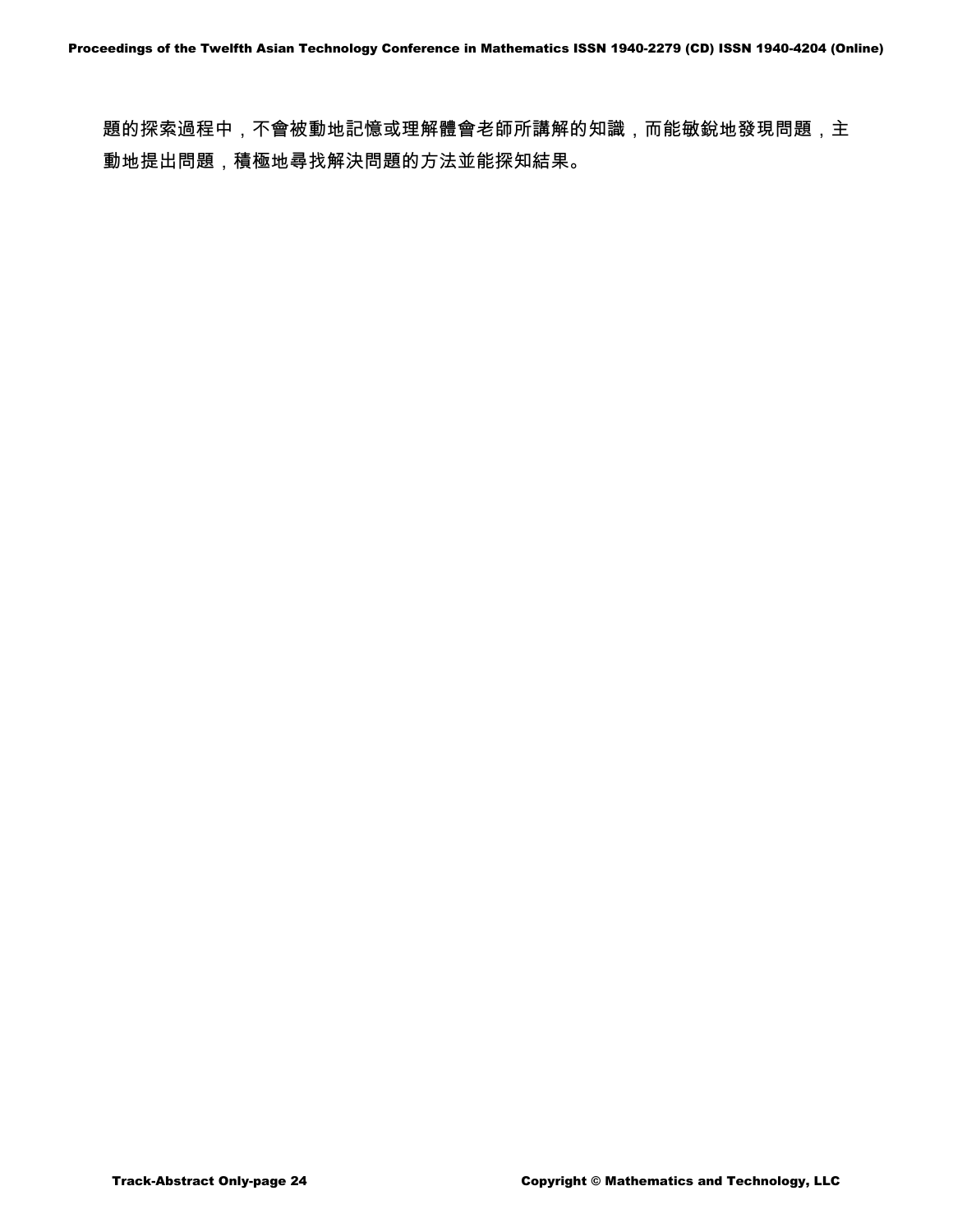題的探索過程中，不會被動地記憶或理解體會老師所講解的知識，而能敏銳地發現問題，主動地提出問題，積極地尋找解決問題的方法並能探知結果。